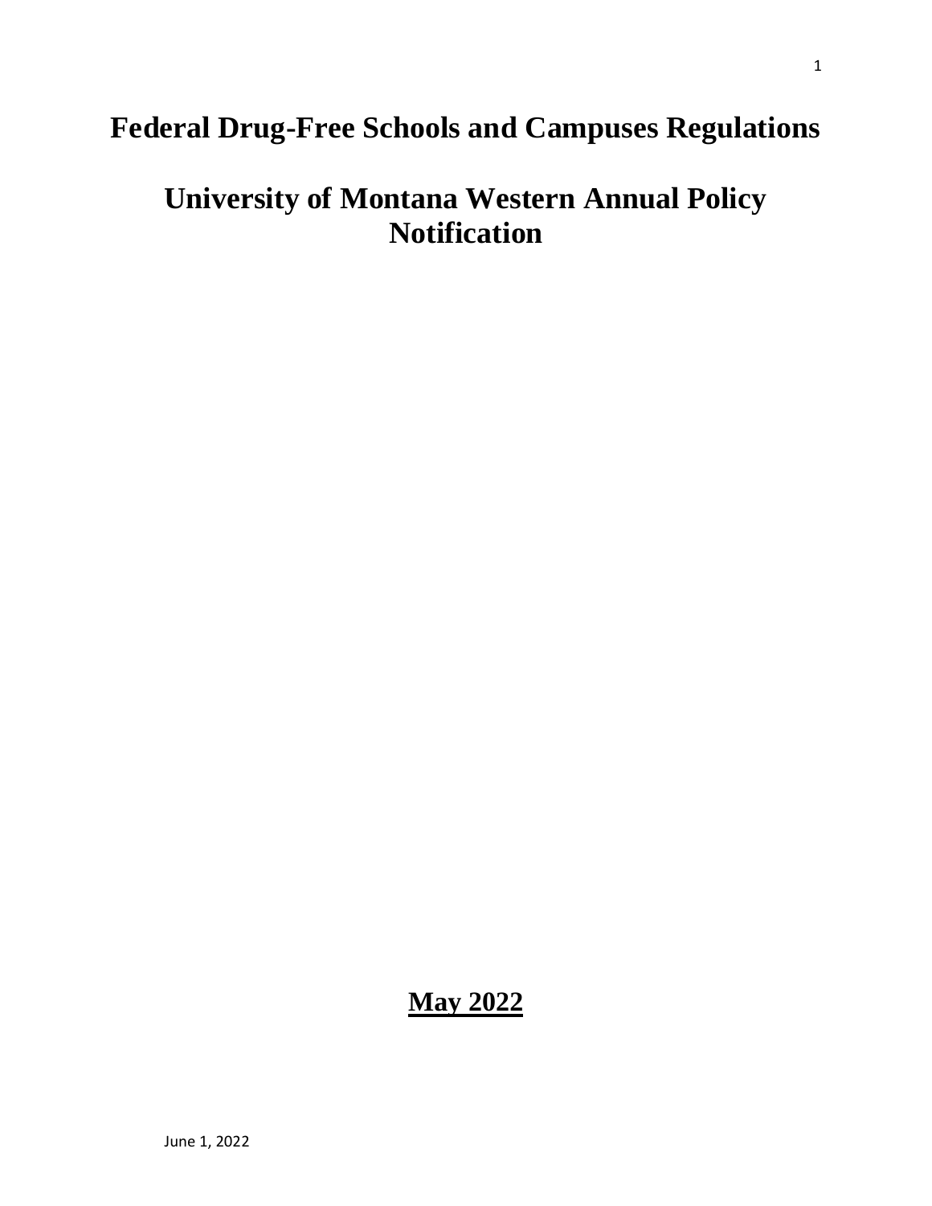# Federal Drug-Free Schools and Campuses Regulations

# University of Montana Western Annual Policy Notification

**<u>May 2022</u>**

June 1, 2022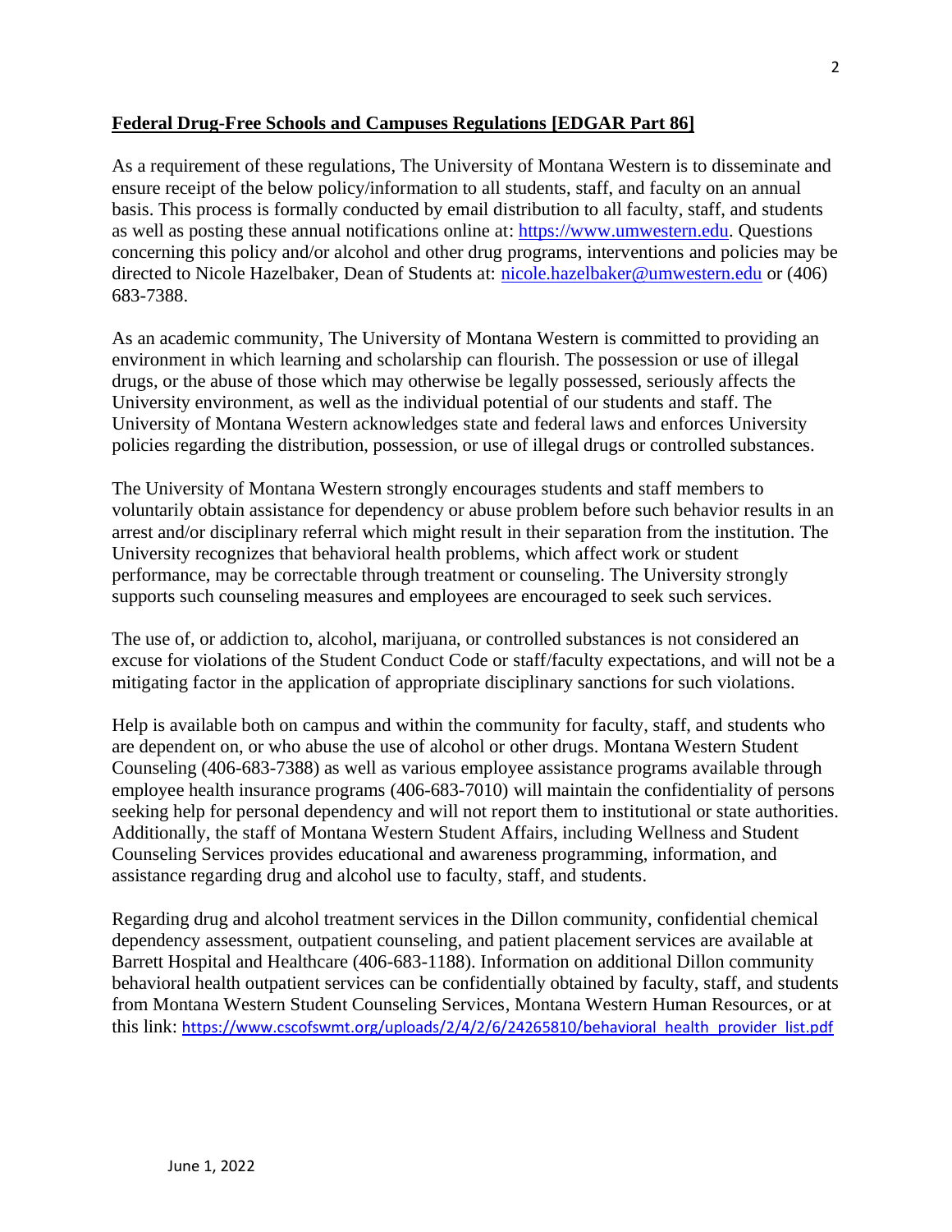**Federal Drug-Free Schools and Campuses Regulations [EDGAR Part 86]**

As a requirement of these regulations, The University of Montana Western is to disseminate and ensure receipt of the below policy/information to all students, staff, and faculty on an annual basis. This process is formally conducted by email distribution to all faculty, staff, and students as well as posting these annual notifications online at: https://www.umwestern.edu. Questions concerning this policy and/or alcohol and other drug programs, interventions and policies may be directed to Nicole Hazelbaker, Dean of Students at: nicole.hazelbaker@umwestern.edu or (406) 683-7388.

As an academic community, The University of Montana Western is committed to providing an environment in which learning and scholarship can flourish. The possession or use of illegal drugs, or the abuse of those which may otherwise be legally possessed, seriously affects the University environment, as well as the individual potential of our students and staff. The University of Montana Western acknowledges state and federal laws and enforces University policies regarding the distribution, possession, or use of illegal drugs or controlled substances.

The University of Montana Western strongly encourages students and staff members to voluntarily obtain assistance for dependency or abuse problem before such behavior results in an arrest and/or disciplinary referral which might result in their separation from the institution. The University recognizes that behavioral health problems, which affect work or student performance, may be correctable through treatment or counseling. The University strongly supports such counseling measures and employees are encouraged to seek such services.

The use of, or addiction to, alcohol, marijuana, or controlled substances is not considered an excuse for violations of the Student Conduct Code or staff/faculty expectations, and will not be a mitigating factor in the application of appropriate disciplinary sanctions for such violations.

Help is available both on campus and within the community for faculty, staff, and students who are dependent on, or who abuse the use of alcohol or other drugs. Montana Western Student Counseling (406-683-7388) as well as various employee assistance programs available through employee health insurance programs (406-683-7010) will maintain the confidentiality of persons seeking help for personal dependency and will not report them to institutional or state authorities. Additionally, the staff of Montana Western Student Affairs, including Wellness and Student Counseling Services provides educational and awareness programming, information, and assistance regarding drug and alcohol use to faculty, staff, and students.

Regarding drug and alcohol treatment services in the Dillon community, confidential chemical dependency assessment, outpatient counseling, and patient placement services are available at Barrett Hospital and Healthcare (406-683-1188). Information on additional Dillon community behavioral health outpatient services can be confidentially obtained by faculty, staff, and students from Montana Western Student Counseling Services, Montana Western Human Resources, or at this link: https://www.cscofswmt.org/uploads/2/4/2/6/24265810/behavioral_health_provider_list.pdf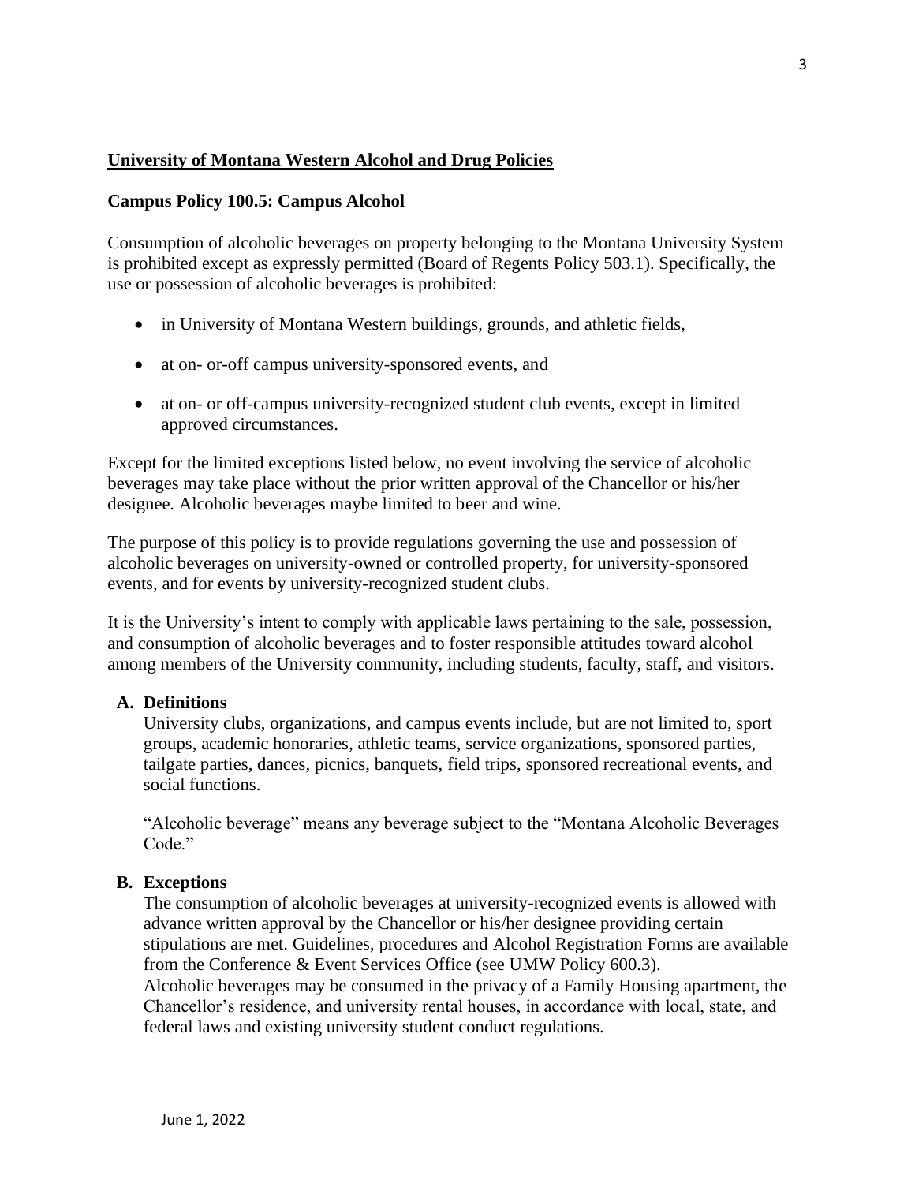## University of Montana Western Alcohol and Drug Policies

### Campus Policy 100.5: Campus Alcohol

Consumption of alcoholic beverages on property belonging to the Montana University System is prohibited except as expressly permitted (Board of Regents Policy 503.1). Specifically, the use or possession of alcoholic beverages is prohibited:

- in University of Montana Western buildings, grounds, and athletic fields,
- at on- or-off campus university-sponsored events, and
- at on- or off-campus university-recognized student club events, except in limited approved circumstances.

Except for the limited exceptions listed below, no event involving the service of alcoholic beverages may take place without the prior written approval of the Chancellor or his/her designee. Alcoholic beverages maybe limited to beer and wine.

The purpose of this policy is to provide regulations governing the use and possession of alcoholic beverages on university-owned or controlled property, for university-sponsored events, and for events by university-recognized student clubs.

It is the University's intent to comply with applicable laws pertaining to the sale, possession, and consumption of alcoholic beverages and to foster responsible attitudes toward alcohol among members of the University community, including students, faculty, staff, and visitors.

**A. Definitions**

University clubs, organizations, and campus events include, but are not limited to, sport groups, academic honoraries, athletic teams, service organizations, sponsored parties, tailgate parties, dances, picnics, banquets, field trips, sponsored recreational events, and social functions.

"Alcoholic beverage" means any beverage subject to the "Montana Alcoholic Beverages Code."

**B. Exceptions**

The consumption of alcoholic beverages at university-recognized events is allowed with advance written approval by the Chancellor or his/her designee providing certain stipulations are met. Guidelines, procedures and Alcohol Registration Forms are available from the Conference & Event Services Office (see UMW Policy 600.3).
Alcoholic beverages may be consumed in the privacy of a Family Housing apartment, the Chancellor's residence, and university rental houses, in accordance with local, state, and federal laws and existing university student conduct regulations.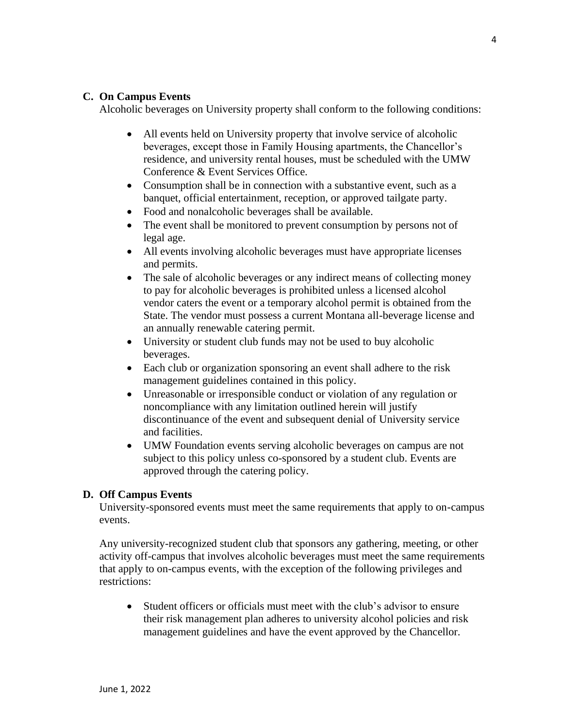### C. On Campus Events

Alcoholic beverages on University property shall conform to the following conditions:

- All events held on University property that involve service of alcoholic beverages, except those in Family Housing apartments, the Chancellor's residence, and university rental houses, must be scheduled with the UMW Conference & Event Services Office.
- Consumption shall be in connection with a substantive event, such as a banquet, official entertainment, reception, or approved tailgate party.
- Food and nonalcoholic beverages shall be available.
- The event shall be monitored to prevent consumption by persons not of legal age.
- All events involving alcoholic beverages must have appropriate licenses and permits.
- The sale of alcoholic beverages or any indirect means of collecting money to pay for alcoholic beverages is prohibited unless a licensed alcohol vendor caters the event or a temporary alcohol permit is obtained from the State. The vendor must possess a current Montana all-beverage license and an annually renewable catering permit.
- University or student club funds may not be used to buy alcoholic beverages.
- Each club or organization sponsoring an event shall adhere to the risk management guidelines contained in this policy.
- Unreasonable or irresponsible conduct or violation of any regulation or noncompliance with any limitation outlined herein will justify discontinuance of the event and subsequent denial of University service and facilities.
- UMW Foundation events serving alcoholic beverages on campus are not subject to this policy unless co-sponsored by a student club. Events are approved through the catering policy.

### D. Off Campus Events

University-sponsored events must meet the same requirements that apply to on-campus events.

Any university-recognized student club that sponsors any gathering, meeting, or other activity off-campus that involves alcoholic beverages must meet the same requirements that apply to on-campus events, with the exception of the following privileges and restrictions:

- Student officers or officials must meet with the club's advisor to ensure their risk management plan adheres to university alcohol policies and risk management guidelines and have the event approved by the Chancellor.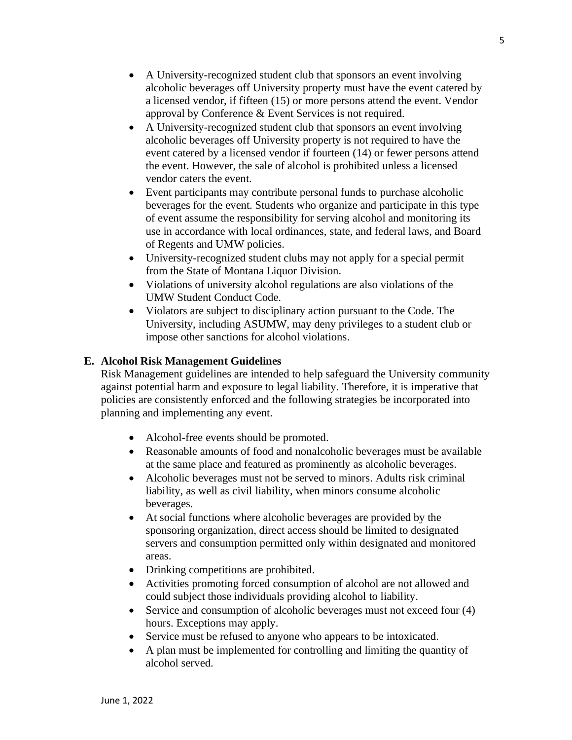- A University-recognized student club that sponsors an event involving alcoholic beverages off University property must have the event catered by a licensed vendor, if fifteen (15) or more persons attend the event. Vendor approval by Conference & Event Services is not required.
- A University-recognized student club that sponsors an event involving alcoholic beverages off University property is not required to have the event catered by a licensed vendor if fourteen (14) or fewer persons attend the event. However, the sale of alcohol is prohibited unless a licensed vendor caters the event.
- Event participants may contribute personal funds to purchase alcoholic beverages for the event. Students who organize and participate in this type of event assume the responsibility for serving alcohol and monitoring its use in accordance with local ordinances, state, and federal laws, and Board of Regents and UMW policies.
- University-recognized student clubs may not apply for a special permit from the State of Montana Liquor Division.
- Violations of university alcohol regulations are also violations of the UMW Student Conduct Code.
- Violators are subject to disciplinary action pursuant to the Code. The University, including ASUMW, may deny privileges to a student club or impose other sanctions for alcohol violations.

**E. Alcohol Risk Management Guidelines**

Risk Management guidelines are intended to help safeguard the University community against potential harm and exposure to legal liability. Therefore, it is imperative that policies are consistently enforced and the following strategies be incorporated into planning and implementing any event.

- Alcohol-free events should be promoted.
- Reasonable amounts of food and nonalcoholic beverages must be available at the same place and featured as prominently as alcoholic beverages.
- Alcoholic beverages must not be served to minors. Adults risk criminal liability, as well as civil liability, when minors consume alcoholic beverages.
- At social functions where alcoholic beverages are provided by the sponsoring organization, direct access should be limited to designated servers and consumption permitted only within designated and monitored areas.
- Drinking competitions are prohibited.
- Activities promoting forced consumption of alcohol are not allowed and could subject those individuals providing alcohol to liability.
- Service and consumption of alcoholic beverages must not exceed four (4) hours. Exceptions may apply.
- Service must be refused to anyone who appears to be intoxicated.
- A plan must be implemented for controlling and limiting the quantity of alcohol served.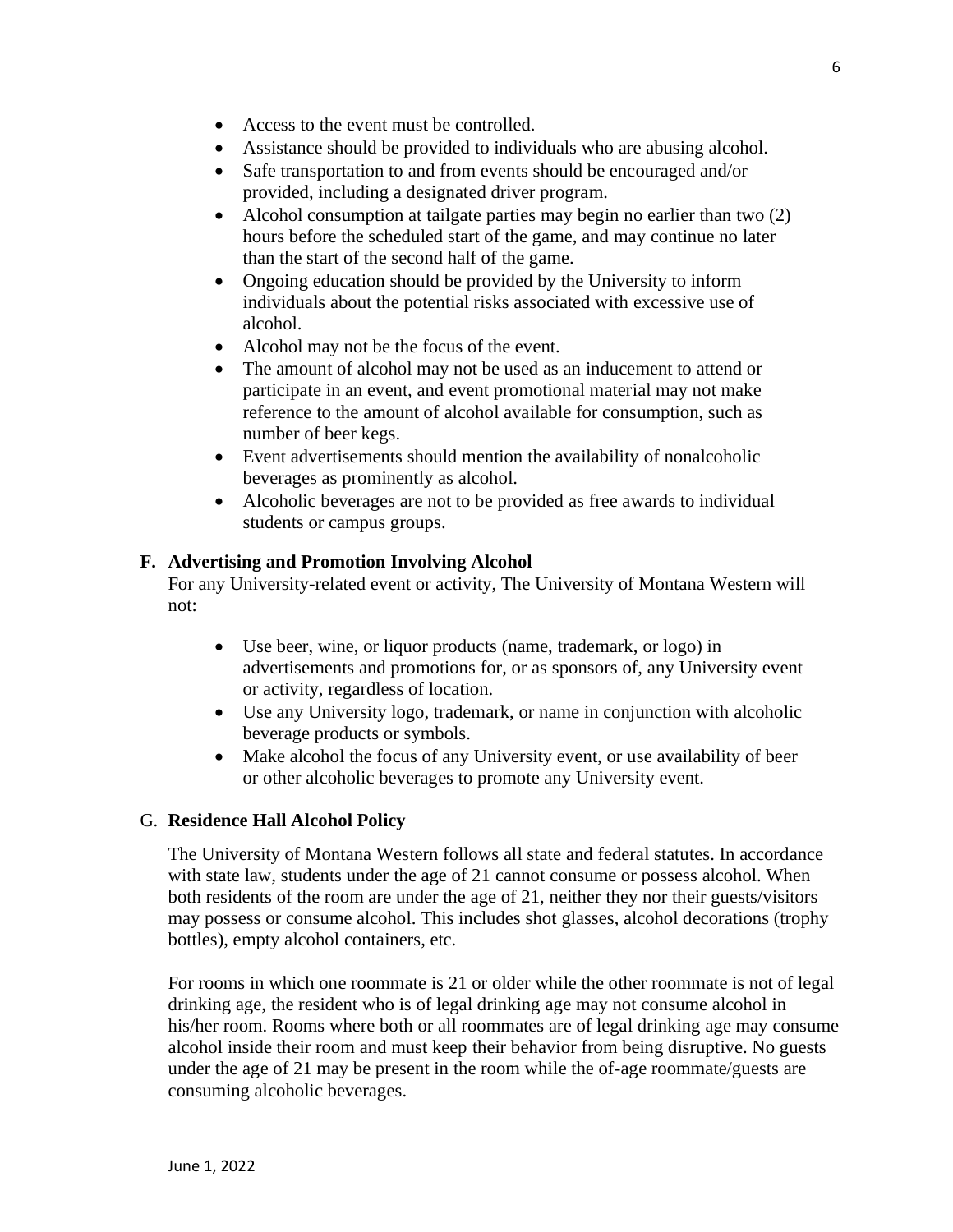- Access to the event must be controlled.
- Assistance should be provided to individuals who are abusing alcohol.
- Safe transportation to and from events should be encouraged and/or provided, including a designated driver program.
- Alcohol consumption at tailgate parties may begin no earlier than two (2) hours before the scheduled start of the game, and may continue no later than the start of the second half of the game.
- Ongoing education should be provided by the University to inform individuals about the potential risks associated with excessive use of alcohol.
- Alcohol may not be the focus of the event.
- The amount of alcohol may not be used as an inducement to attend or participate in an event, and event promotional material may not make reference to the amount of alcohol available for consumption, such as number of beer kegs.
- Event advertisements should mention the availability of nonalcoholic beverages as prominently as alcohol.
- Alcoholic beverages are not to be provided as free awards to individual students or campus groups.

### F. Advertising and Promotion Involving Alcohol

For any University-related event or activity, The University of Montana Western will not:

- Use beer, wine, or liquor products (name, trademark, or logo) in advertisements and promotions for, or as sponsors of, any University event or activity, regardless of location.
- Use any University logo, trademark, or name in conjunction with alcoholic beverage products or symbols.
- Make alcohol the focus of any University event, or use availability of beer or other alcoholic beverages to promote any University event.

### G. Residence Hall Alcohol Policy

The University of Montana Western follows all state and federal statutes. In accordance with state law, students under the age of 21 cannot consume or possess alcohol. When both residents of the room are under the age of 21, neither they nor their guests/visitors may possess or consume alcohol. This includes shot glasses, alcohol decorations (trophy bottles), empty alcohol containers, etc.

For rooms in which one roommate is 21 or older while the other roommate is not of legal drinking age, the resident who is of legal drinking age may not consume alcohol in his/her room. Rooms where both or all roommates are of legal drinking age may consume alcohol inside their room and must keep their behavior from being disruptive. No guests under the age of 21 may be present in the room while the of-age roommate/guests are consuming alcoholic beverages.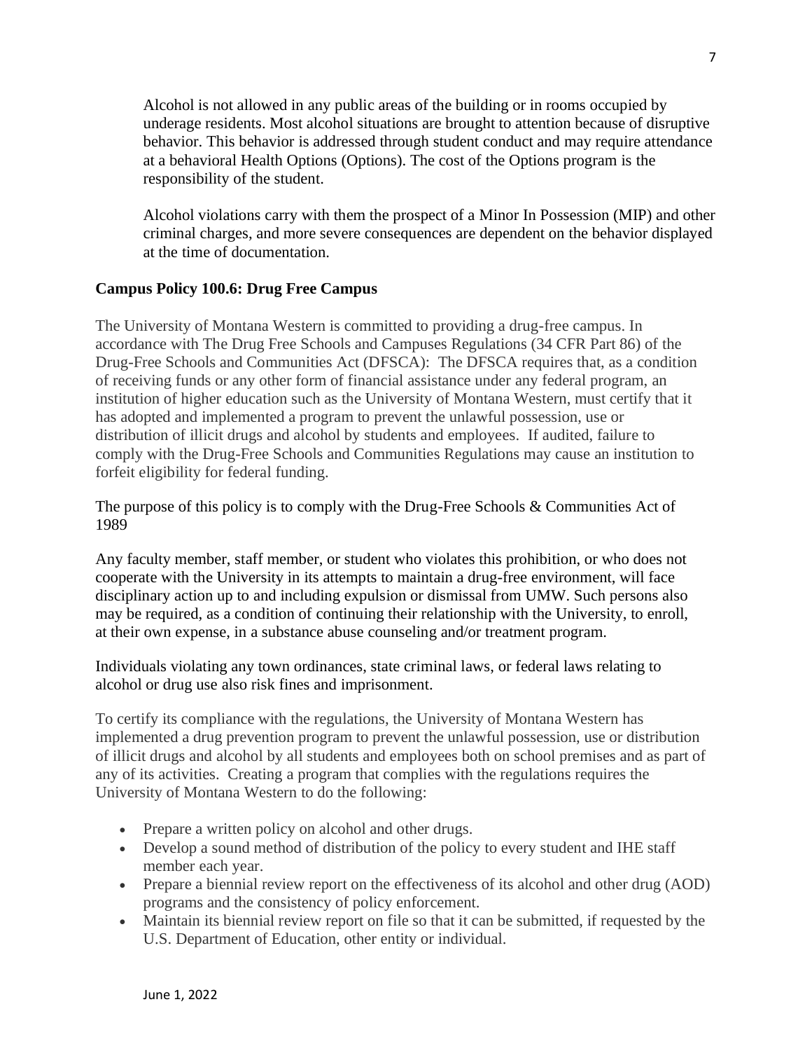Alcohol is not allowed in any public areas of the building or in rooms occupied by underage residents. Most alcohol situations are brought to attention because of disruptive behavior. This behavior is addressed through student conduct and may require attendance at a behavioral Health Options (Options). The cost of the Options program is the responsibility of the student.

Alcohol violations carry with them the prospect of a Minor In Possession (MIP) and other criminal charges, and more severe consequences are dependent on the behavior displayed at the time of documentation.

**Campus Policy 100.6: Drug Free Campus**

The University of Montana Western is committed to providing a drug-free campus. In accordance with The Drug Free Schools and Campuses Regulations (34 CFR Part 86) of the Drug-Free Schools and Communities Act (DFSCA): The DFSCA requires that, as a condition of receiving funds or any other form of financial assistance under any federal program, an institution of higher education such as the University of Montana Western, must certify that it has adopted and implemented a program to prevent the unlawful possession, use or distribution of illicit drugs and alcohol by students and employees. If audited, failure to comply with the Drug-Free Schools and Communities Regulations may cause an institution to forfeit eligibility for federal funding.

The purpose of this policy is to comply with the Drug-Free Schools & Communities Act of 1989

Any faculty member, staff member, or student who violates this prohibition, or who does not cooperate with the University in its attempts to maintain a drug-free environment, will face disciplinary action up to and including expulsion or dismissal from UMW. Such persons also may be required, as a condition of continuing their relationship with the University, to enroll, at their own expense, in a substance abuse counseling and/or treatment program.

Individuals violating any town ordinances, state criminal laws, or federal laws relating to alcohol or drug use also risk fines and imprisonment.

To certify its compliance with the regulations, the University of Montana Western has implemented a drug prevention program to prevent the unlawful possession, use or distribution of illicit drugs and alcohol by all students and employees both on school premises and as part of any of its activities. Creating a program that complies with the regulations requires the University of Montana Western to do the following:

- Prepare a written policy on alcohol and other drugs.
- Develop a sound method of distribution of the policy to every student and IHE staff member each year.
- Prepare a biennial review report on the effectiveness of its alcohol and other drug (AOD) programs and the consistency of policy enforcement.
- Maintain its biennial review report on file so that it can be submitted, if requested by the U.S. Department of Education, other entity or individual.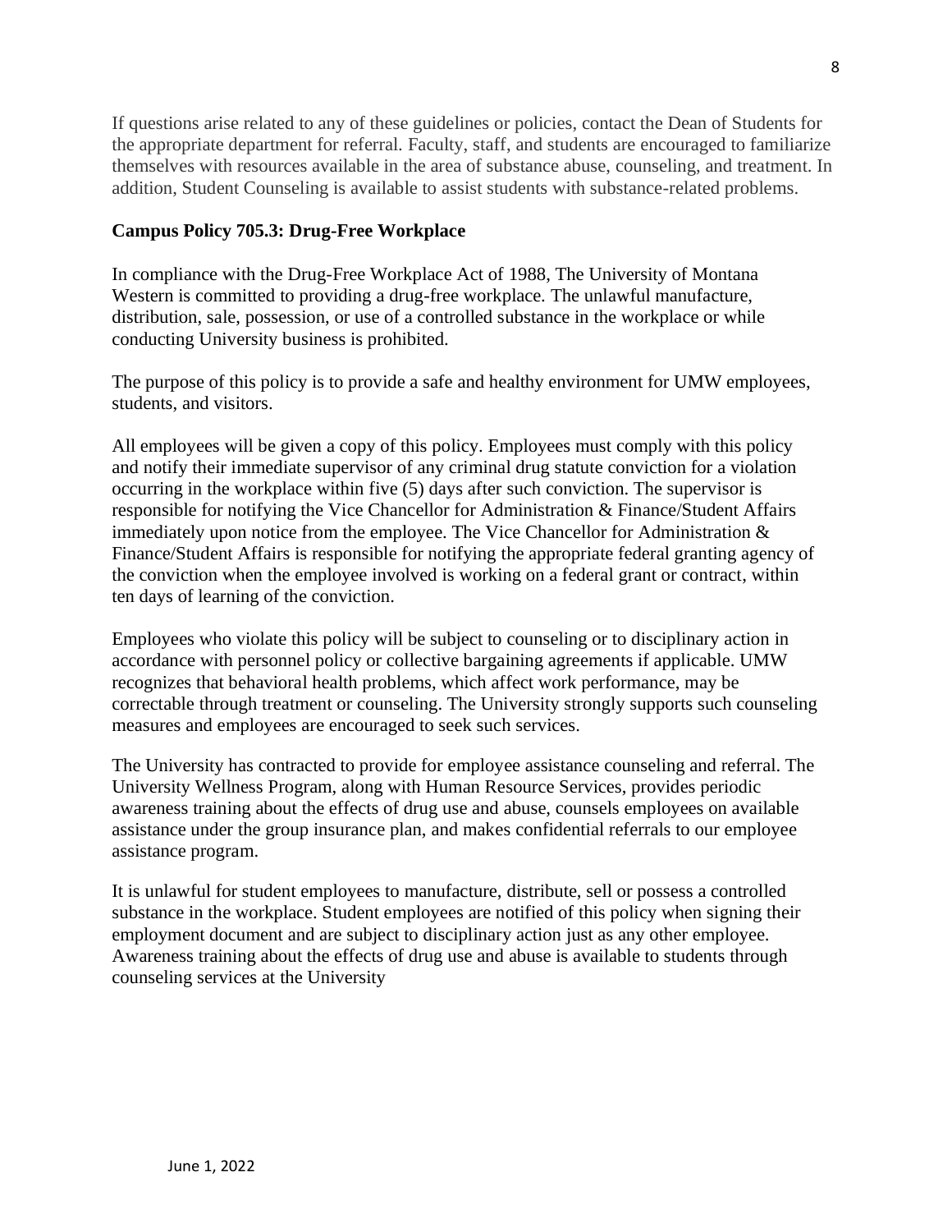If questions arise related to any of these guidelines or policies, contact the Dean of Students for the appropriate department for referral. Faculty, staff, and students are encouraged to familiarize themselves with resources available in the area of substance abuse, counseling, and treatment. In addition, Student Counseling is available to assist students with substance-related problems.

**Campus Policy 705.3: Drug-Free Workplace**

In compliance with the Drug-Free Workplace Act of 1988, The University of Montana Western is committed to providing a drug-free workplace. The unlawful manufacture, distribution, sale, possession, or use of a controlled substance in the workplace or while conducting University business is prohibited.

The purpose of this policy is to provide a safe and healthy environment for UMW employees, students, and visitors.

All employees will be given a copy of this policy. Employees must comply with this policy and notify their immediate supervisor of any criminal drug statute conviction for a violation occurring in the workplace within five (5) days after such conviction. The supervisor is responsible for notifying the Vice Chancellor for Administration & Finance/Student Affairs immediately upon notice from the employee. The Vice Chancellor for Administration & Finance/Student Affairs is responsible for notifying the appropriate federal granting agency of the conviction when the employee involved is working on a federal grant or contract, within ten days of learning of the conviction.

Employees who violate this policy will be subject to counseling or to disciplinary action in accordance with personnel policy or collective bargaining agreements if applicable. UMW recognizes that behavioral health problems, which affect work performance, may be correctable through treatment or counseling. The University strongly supports such counseling measures and employees are encouraged to seek such services.

The University has contracted to provide for employee assistance counseling and referral. The University Wellness Program, along with Human Resource Services, provides periodic awareness training about the effects of drug use and abuse, counsels employees on available assistance under the group insurance plan, and makes confidential referrals to our employee assistance program.

It is unlawful for student employees to manufacture, distribute, sell or possess a controlled substance in the workplace. Student employees are notified of this policy when signing their employment document and are subject to disciplinary action just as any other employee. Awareness training about the effects of drug use and abuse is available to students through counseling services at the University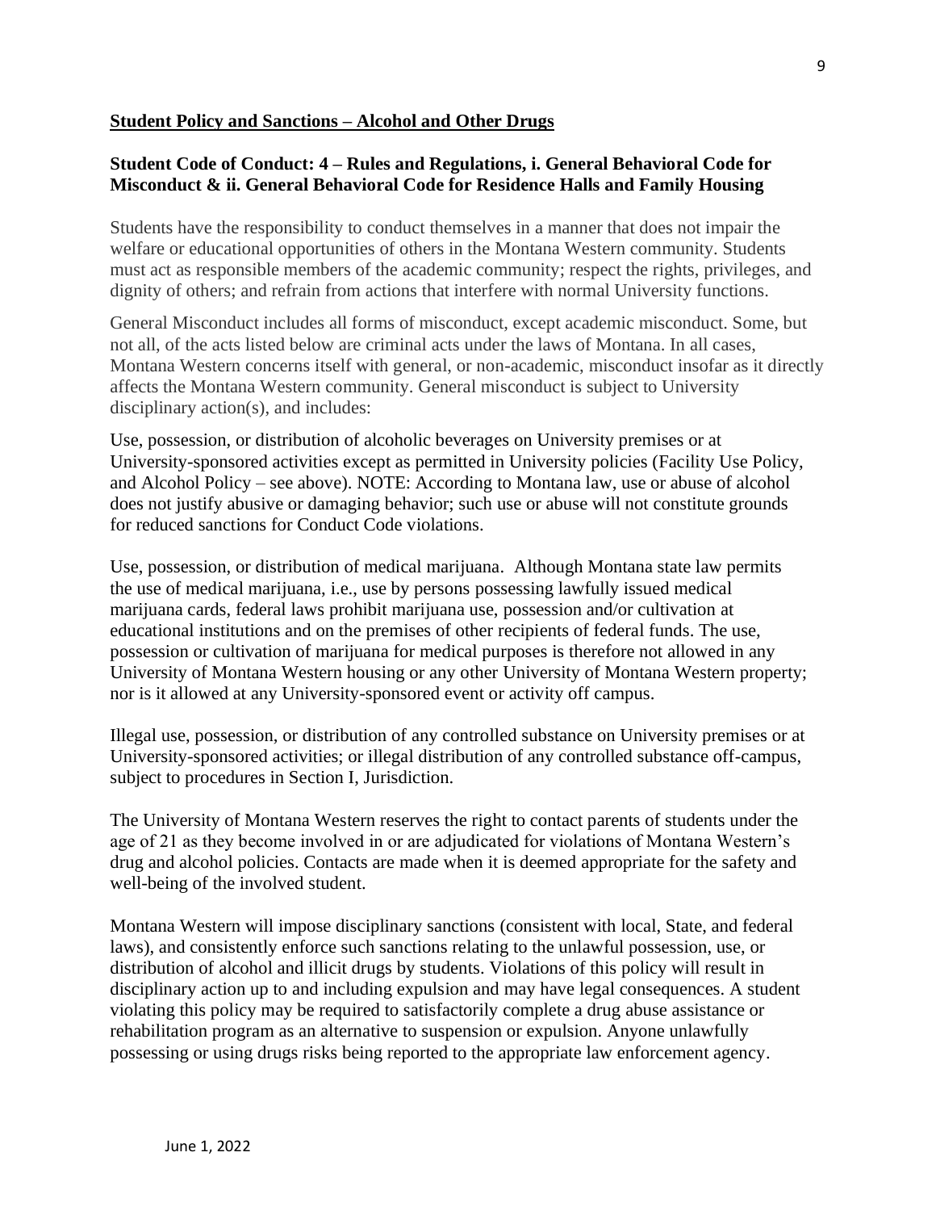## **Student Policy and Sanctions – Alcohol and Other Drugs**

### **Student Code of Conduct: 4 – Rules and Regulations, i. General Behavioral Code for Misconduct & ii. General Behavioral Code for Residence Halls and Family Housing**

Students have the responsibility to conduct themselves in a manner that does not impair the welfare or educational opportunities of others in the Montana Western community. Students must act as responsible members of the academic community; respect the rights, privileges, and dignity of others; and refrain from actions that interfere with normal University functions.

General Misconduct includes all forms of misconduct, except academic misconduct. Some, but not all, of the acts listed below are criminal acts under the laws of Montana. In all cases, Montana Western concerns itself with general, or non-academic, misconduct insofar as it directly affects the Montana Western community. General misconduct is subject to University disciplinary action(s), and includes:

Use, possession, or distribution of alcoholic beverages on University premises or at University-sponsored activities except as permitted in University policies (Facility Use Policy, and Alcohol Policy – see above). NOTE: According to Montana law, use or abuse of alcohol does not justify abusive or damaging behavior; such use or abuse will not constitute grounds for reduced sanctions for Conduct Code violations.

Use, possession, or distribution of medical marijuana. Although Montana state law permits the use of medical marijuana, i.e., use by persons possessing lawfully issued medical marijuana cards, federal laws prohibit marijuana use, possession and/or cultivation at educational institutions and on the premises of other recipients of federal funds. The use, possession or cultivation of marijuana for medical purposes is therefore not allowed in any University of Montana Western housing or any other University of Montana Western property; nor is it allowed at any University-sponsored event or activity off campus.

Illegal use, possession, or distribution of any controlled substance on University premises or at University-sponsored activities; or illegal distribution of any controlled substance off-campus, subject to procedures in Section I, Jurisdiction.

The University of Montana Western reserves the right to contact parents of students under the age of 21 as they become involved in or are adjudicated for violations of Montana Western's drug and alcohol policies. Contacts are made when it is deemed appropriate for the safety and well-being of the involved student.

Montana Western will impose disciplinary sanctions (consistent with local, State, and federal laws), and consistently enforce such sanctions relating to the unlawful possession, use, or distribution of alcohol and illicit drugs by students. Violations of this policy will result in disciplinary action up to and including expulsion and may have legal consequences. A student violating this policy may be required to satisfactorily complete a drug abuse assistance or rehabilitation program as an alternative to suspension or expulsion. Anyone unlawfully possessing or using drugs risks being reported to the appropriate law enforcement agency.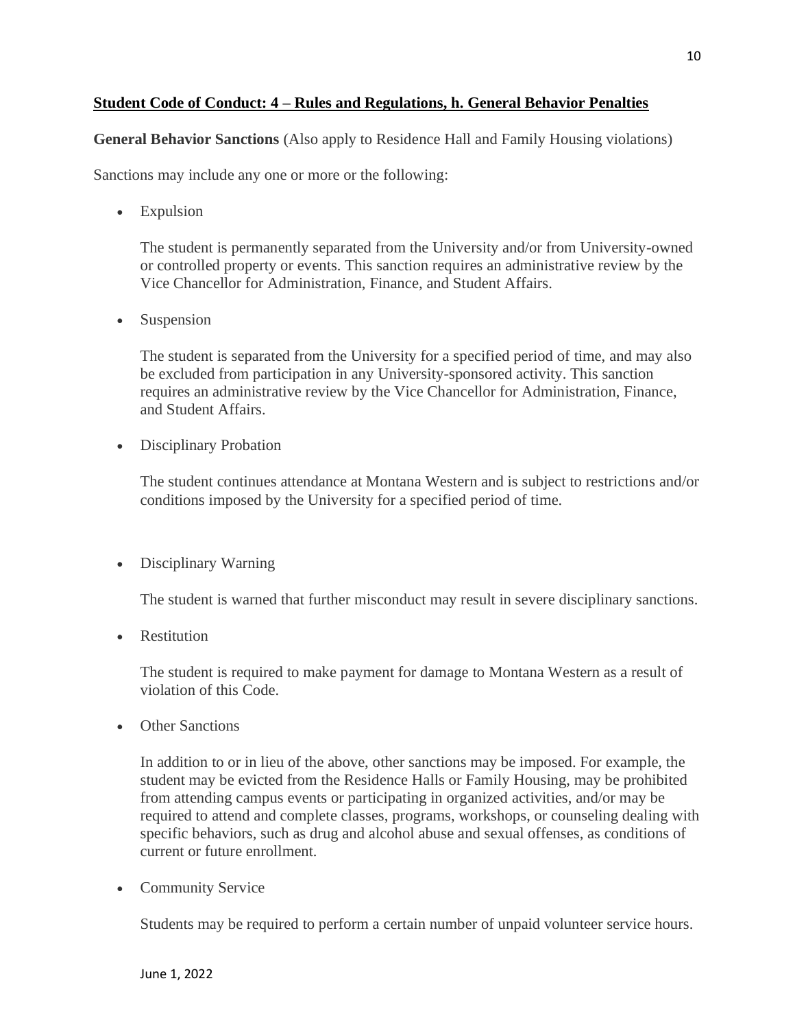**Student Code of Conduct: 4 – Rules and Regulations, h. General Behavior Penalties**

**General Behavior Sanctions** (Also apply to Residence Hall and Family Housing violations)

Sanctions may include any one or more or the following:

- Expulsion

  The student is permanently separated from the University and/or from University-owned or controlled property or events. This sanction requires an administrative review by the Vice Chancellor for Administration, Finance, and Student Affairs.

- Suspension

  The student is separated from the University for a specified period of time, and may also be excluded from participation in any University-sponsored activity. This sanction requires an administrative review by the Vice Chancellor for Administration, Finance, and Student Affairs.

- Disciplinary Probation

  The student continues attendance at Montana Western and is subject to restrictions and/or conditions imposed by the University for a specified period of time.

- Disciplinary Warning

  The student is warned that further misconduct may result in severe disciplinary sanctions.

- Restitution

  The student is required to make payment for damage to Montana Western as a result of violation of this Code.

- Other Sanctions

  In addition to or in lieu of the above, other sanctions may be imposed. For example, the student may be evicted from the Residence Halls or Family Housing, may be prohibited from attending campus events or participating in organized activities, and/or may be required to attend and complete classes, programs, workshops, or counseling dealing with specific behaviors, such as drug and alcohol abuse and sexual offenses, as conditions of current or future enrollment.

- Community Service

  Students may be required to perform a certain number of unpaid volunteer service hours.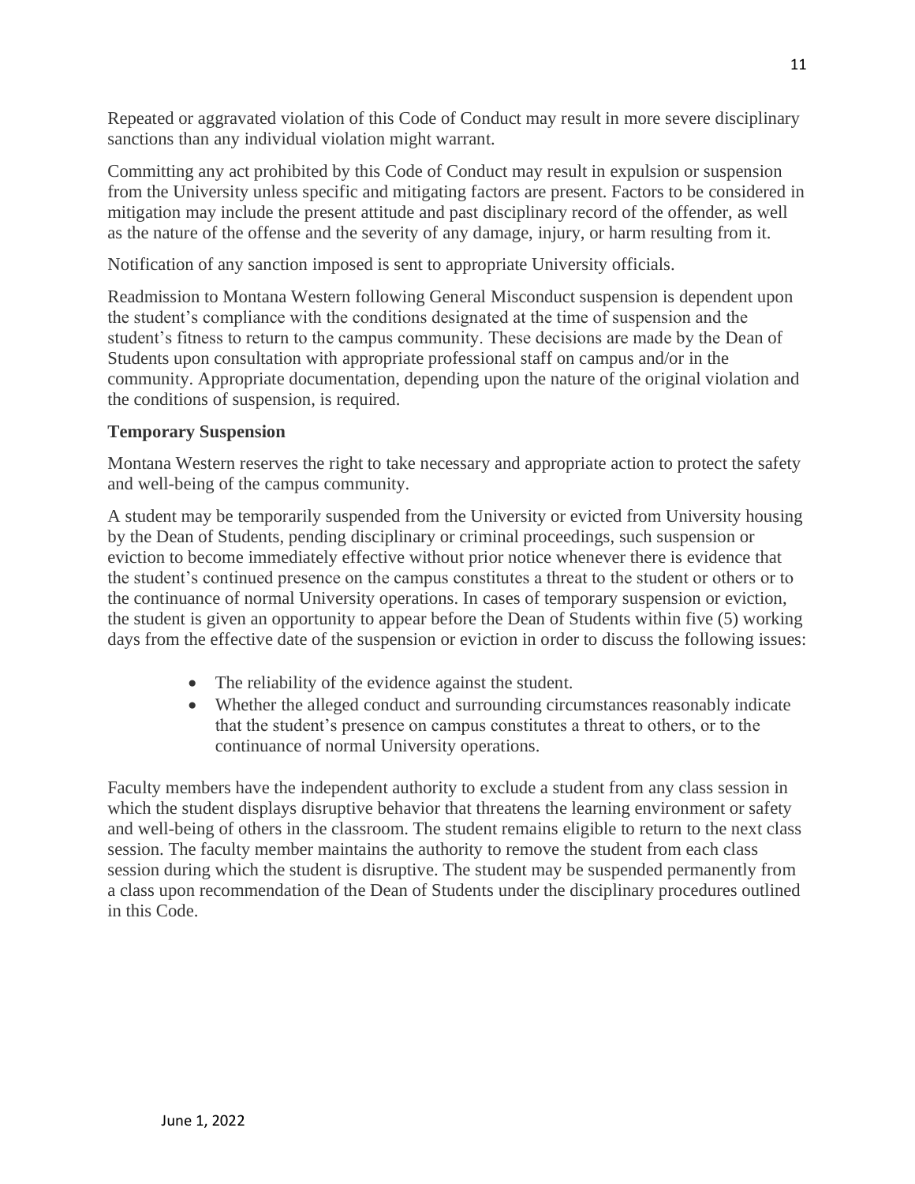Repeated or aggravated violation of this Code of Conduct may result in more severe disciplinary sanctions than any individual violation might warrant.

Committing any act prohibited by this Code of Conduct may result in expulsion or suspension from the University unless specific and mitigating factors are present. Factors to be considered in mitigation may include the present attitude and past disciplinary record of the offender, as well as the nature of the offense and the severity of any damage, injury, or harm resulting from it.

Notification of any sanction imposed is sent to appropriate University officials.

Readmission to Montana Western following General Misconduct suspension is dependent upon the student's compliance with the conditions designated at the time of suspension and the student's fitness to return to the campus community. These decisions are made by the Dean of Students upon consultation with appropriate professional staff on campus and/or in the community. Appropriate documentation, depending upon the nature of the original violation and the conditions of suspension, is required.

**Temporary Suspension**

Montana Western reserves the right to take necessary and appropriate action to protect the safety and well-being of the campus community.

A student may be temporarily suspended from the University or evicted from University housing by the Dean of Students, pending disciplinary or criminal proceedings, such suspension or eviction to become immediately effective without prior notice whenever there is evidence that the student's continued presence on the campus constitutes a threat to the student or others or to the continuance of normal University operations. In cases of temporary suspension or eviction, the student is given an opportunity to appear before the Dean of Students within five (5) working days from the effective date of the suspension or eviction in order to discuss the following issues:

- The reliability of the evidence against the student.
- Whether the alleged conduct and surrounding circumstances reasonably indicate that the student's presence on campus constitutes a threat to others, or to the continuance of normal University operations.

Faculty members have the independent authority to exclude a student from any class session in which the student displays disruptive behavior that threatens the learning environment or safety and well-being of others in the classroom. The student remains eligible to return to the next class session. The faculty member maintains the authority to remove the student from each class session during which the student is disruptive. The student may be suspended permanently from a class upon recommendation of the Dean of Students under the disciplinary procedures outlined in this Code.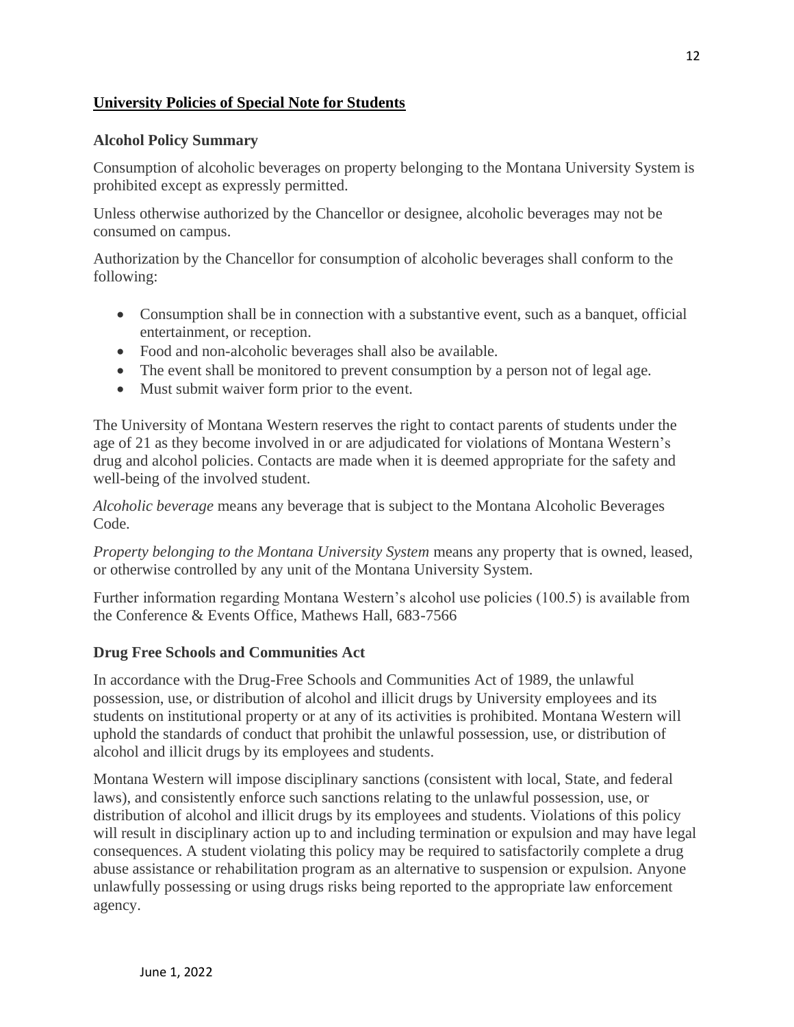## University Policies of Special Note for Students

### Alcohol Policy Summary

Consumption of alcoholic beverages on property belonging to the Montana University System is prohibited except as expressly permitted.

Unless otherwise authorized by the Chancellor or designee, alcoholic beverages may not be consumed on campus.

Authorization by the Chancellor for consumption of alcoholic beverages shall conform to the following:

- Consumption shall be in connection with a substantive event, such as a banquet, official entertainment, or reception.
- Food and non-alcoholic beverages shall also be available.
- The event shall be monitored to prevent consumption by a person not of legal age.
- Must submit waiver form prior to the event.

The University of Montana Western reserves the right to contact parents of students under the age of 21 as they become involved in or are adjudicated for violations of Montana Western's drug and alcohol policies. Contacts are made when it is deemed appropriate for the safety and well-being of the involved student.

*Alcoholic beverage* means any beverage that is subject to the Montana Alcoholic Beverages Code.

*Property belonging to the Montana University System* means any property that is owned, leased, or otherwise controlled by any unit of the Montana University System.

Further information regarding Montana Western's alcohol use policies (100.5) is available from the Conference & Events Office, Mathews Hall, 683-7566

### Drug Free Schools and Communities Act

In accordance with the Drug-Free Schools and Communities Act of 1989, the unlawful possession, use, or distribution of alcohol and illicit drugs by University employees and its students on institutional property or at any of its activities is prohibited. Montana Western will uphold the standards of conduct that prohibit the unlawful possession, use, or distribution of alcohol and illicit drugs by its employees and students.

Montana Western will impose disciplinary sanctions (consistent with local, State, and federal laws), and consistently enforce such sanctions relating to the unlawful possession, use, or distribution of alcohol and illicit drugs by its employees and students. Violations of this policy will result in disciplinary action up to and including termination or expulsion and may have legal consequences. A student violating this policy may be required to satisfactorily complete a drug abuse assistance or rehabilitation program as an alternative to suspension or expulsion. Anyone unlawfully possessing or using drugs risks being reported to the appropriate law enforcement agency.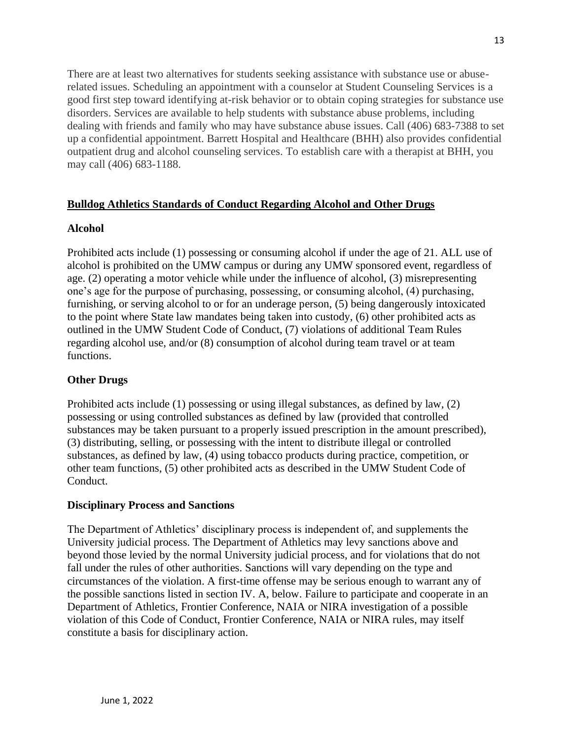There are at least two alternatives for students seeking assistance with substance use or abuse-related issues. Scheduling an appointment with a counselor at Student Counseling Services is a good first step toward identifying at-risk behavior or to obtain coping strategies for substance use disorders. Services are available to help students with substance abuse problems, including dealing with friends and family who may have substance abuse issues. Call (406) 683-7388 to set up a confidential appointment. Barrett Hospital and Healthcare (BHH) also provides confidential outpatient drug and alcohol counseling services. To establish care with a therapist at BHH, you may call (406) 683-1188.

## Bulldog Athletics Standards of Conduct Regarding Alcohol and Other Drugs

### Alcohol

Prohibited acts include (1) possessing or consuming alcohol if under the age of 21. ALL use of alcohol is prohibited on the UMW campus or during any UMW sponsored event, regardless of age. (2) operating a motor vehicle while under the influence of alcohol, (3) misrepresenting one's age for the purpose of purchasing, possessing, or consuming alcohol, (4) purchasing, furnishing, or serving alcohol to or for an underage person, (5) being dangerously intoxicated to the point where State law mandates being taken into custody, (6) other prohibited acts as outlined in the UMW Student Code of Conduct, (7) violations of additional Team Rules regarding alcohol use, and/or (8) consumption of alcohol during team travel or at team functions.

### Other Drugs

Prohibited acts include (1) possessing or using illegal substances, as defined by law, (2) possessing or using controlled substances as defined by law (provided that controlled substances may be taken pursuant to a properly issued prescription in the amount prescribed), (3) distributing, selling, or possessing with the intent to distribute illegal or controlled substances, as defined by law, (4) using tobacco products during practice, competition, or other team functions, (5) other prohibited acts as described in the UMW Student Code of Conduct.

### Disciplinary Process and Sanctions

The Department of Athletics' disciplinary process is independent of, and supplements the University judicial process. The Department of Athletics may levy sanctions above and beyond those levied by the normal University judicial process, and for violations that do not fall under the rules of other authorities. Sanctions will vary depending on the type and circumstances of the violation. A first-time offense may be serious enough to warrant any of the possible sanctions listed in section IV. A, below. Failure to participate and cooperate in an Department of Athletics, Frontier Conference, NAIA or NIRA investigation of a possible violation of this Code of Conduct, Frontier Conference, NAIA or NIRA rules, may itself constitute a basis for disciplinary action.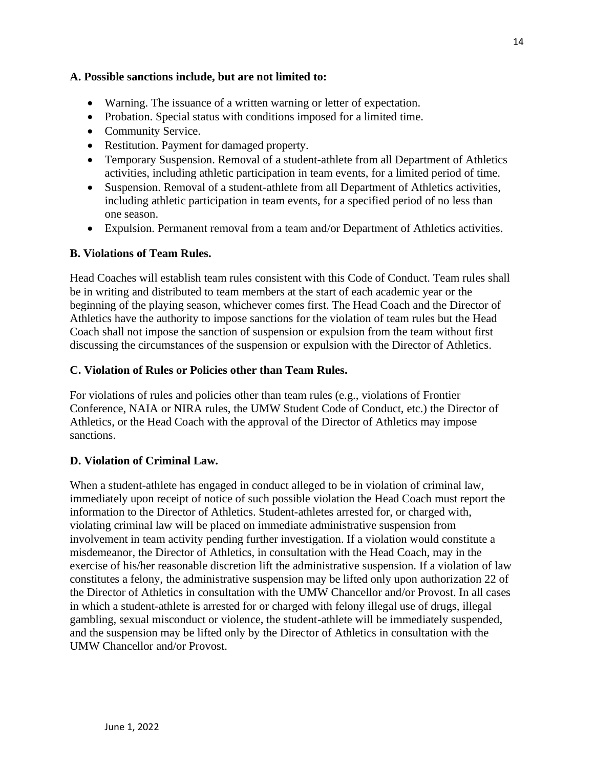**A. Possible sanctions include, but are not limited to:**

- Warning. The issuance of a written warning or letter of expectation.
- Probation. Special status with conditions imposed for a limited time.
- Community Service.
- Restitution. Payment for damaged property.
- Temporary Suspension. Removal of a student-athlete from all Department of Athletics activities, including athletic participation in team events, for a limited period of time.
- Suspension. Removal of a student-athlete from all Department of Athletics activities, including athletic participation in team events, for a specified period of no less than one season.
- Expulsion. Permanent removal from a team and/or Department of Athletics activities.

**B. Violations of Team Rules.**

Head Coaches will establish team rules consistent with this Code of Conduct. Team rules shall be in writing and distributed to team members at the start of each academic year or the beginning of the playing season, whichever comes first. The Head Coach and the Director of Athletics have the authority to impose sanctions for the violation of team rules but the Head Coach shall not impose the sanction of suspension or expulsion from the team without first discussing the circumstances of the suspension or expulsion with the Director of Athletics.

**C. Violation of Rules or Policies other than Team Rules.**

For violations of rules and policies other than team rules (e.g., violations of Frontier Conference, NAIA or NIRA rules, the UMW Student Code of Conduct, etc.) the Director of Athletics, or the Head Coach with the approval of the Director of Athletics may impose sanctions.

**D. Violation of Criminal Law.**

When a student-athlete has engaged in conduct alleged to be in violation of criminal law, immediately upon receipt of notice of such possible violation the Head Coach must report the information to the Director of Athletics. Student-athletes arrested for, or charged with, violating criminal law will be placed on immediate administrative suspension from involvement in team activity pending further investigation. If a violation would constitute a misdemeanor, the Director of Athletics, in consultation with the Head Coach, may in the exercise of his/her reasonable discretion lift the administrative suspension. If a violation of law constitutes a felony, the administrative suspension may be lifted only upon authorization 22 of the Director of Athletics in consultation with the UMW Chancellor and/or Provost. In all cases in which a student-athlete is arrested for or charged with felony illegal use of drugs, illegal gambling, sexual misconduct or violence, the student-athlete will be immediately suspended, and the suspension may be lifted only by the Director of Athletics in consultation with the UMW Chancellor and/or Provost.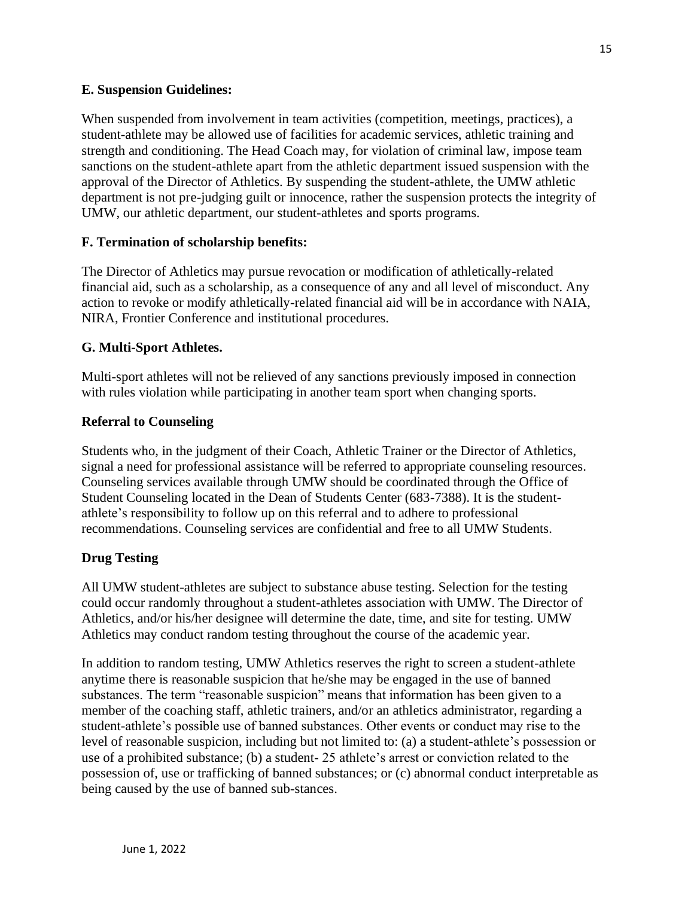**E. Suspension Guidelines:**

When suspended from involvement in team activities (competition, meetings, practices), a student-athlete may be allowed use of facilities for academic services, athletic training and strength and conditioning. The Head Coach may, for violation of criminal law, impose team sanctions on the student-athlete apart from the athletic department issued suspension with the approval of the Director of Athletics. By suspending the student-athlete, the UMW athletic department is not pre-judging guilt or innocence, rather the suspension protects the integrity of UMW, our athletic department, our student-athletes and sports programs.

**F. Termination of scholarship benefits:**

The Director of Athletics may pursue revocation or modification of athletically-related financial aid, such as a scholarship, as a consequence of any and all level of misconduct. Any action to revoke or modify athletically-related financial aid will be in accordance with NAIA, NIRA, Frontier Conference and institutional procedures.

**G. Multi-Sport Athletes.**

Multi-sport athletes will not be relieved of any sanctions previously imposed in connection with rules violation while participating in another team sport when changing sports.

**Referral to Counseling**

Students who, in the judgment of their Coach, Athletic Trainer or the Director of Athletics, signal a need for professional assistance will be referred to appropriate counseling resources. Counseling services available through UMW should be coordinated through the Office of Student Counseling located in the Dean of Students Center (683-7388). It is the student-athlete's responsibility to follow up on this referral and to adhere to professional recommendations. Counseling services are confidential and free to all UMW Students.

**Drug Testing**

All UMW student-athletes are subject to substance abuse testing. Selection for the testing could occur randomly throughout a student-athletes association with UMW. The Director of Athletics, and/or his/her designee will determine the date, time, and site for testing. UMW Athletics may conduct random testing throughout the course of the academic year.

In addition to random testing, UMW Athletics reserves the right to screen a student-athlete anytime there is reasonable suspicion that he/she may be engaged in the use of banned substances. The term "reasonable suspicion" means that information has been given to a member of the coaching staff, athletic trainers, and/or an athletics administrator, regarding a student-athlete's possible use of banned substances. Other events or conduct may rise to the level of reasonable suspicion, including but not limited to: (a) a student-athlete's possession or use of a prohibited substance; (b) a student- 25 athlete's arrest or conviction related to the possession of, use or trafficking of banned substances; or (c) abnormal conduct interpretable as being caused by the use of banned sub-stances.

June 1, 2022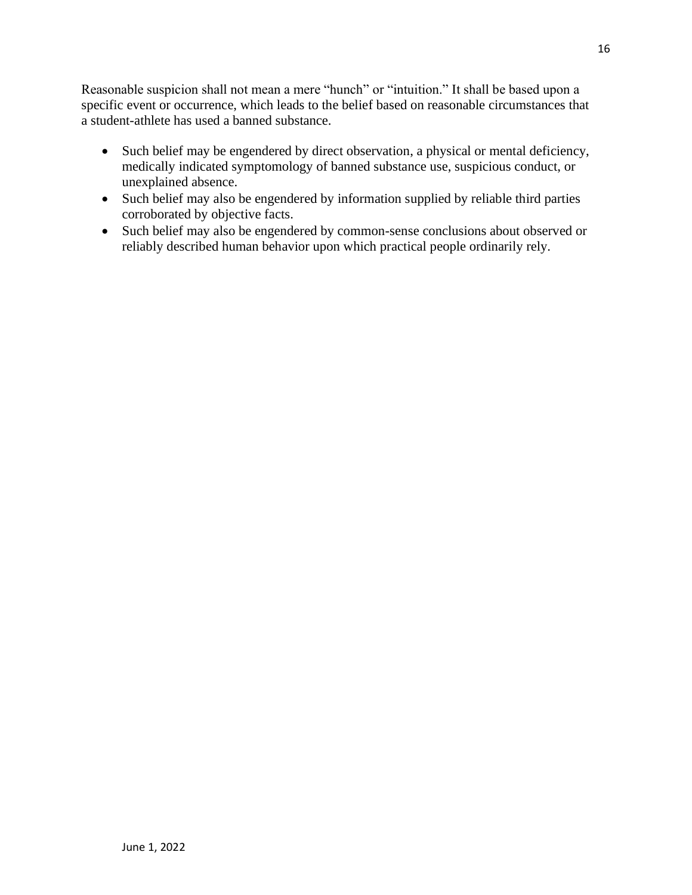Reasonable suspicion shall not mean a mere "hunch" or "intuition." It shall be based upon a specific event or occurrence, which leads to the belief based on reasonable circumstances that a student-athlete has used a banned substance.

- Such belief may be engendered by direct observation, a physical or mental deficiency, medically indicated symptomology of banned substance use, suspicious conduct, or unexplained absence.
- Such belief may also be engendered by information supplied by reliable third parties corroborated by objective facts.
- Such belief may also be engendered by common-sense conclusions about observed or reliably described human behavior upon which practical people ordinarily rely.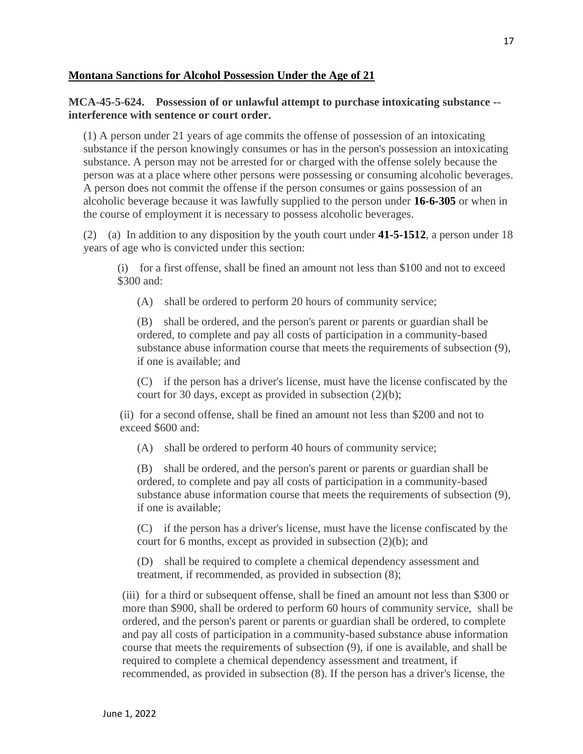**Montana Sanctions for Alcohol Possession Under the Age of 21**

**MCA-45-5-624. Possession of or unlawful attempt to purchase intoxicating substance -- interference with sentence or court order.**

(1) A person under 21 years of age commits the offense of possession of an intoxicating substance if the person knowingly consumes or has in the person's possession an intoxicating substance. A person may not be arrested for or charged with the offense solely because the person was at a place where other persons were possessing or consuming alcoholic beverages. A person does not commit the offense if the person consumes or gains possession of an alcoholic beverage because it was lawfully supplied to the person under **16-6-305** or when in the course of employment it is necessary to possess alcoholic beverages.

(2) (a) In addition to any disposition by the youth court under **41-5-1512**, a person under 18 years of age who is convicted under this section:

(i) for a first offense, shall be fined an amount not less than $100 and not to exceed $300 and:

(A) shall be ordered to perform 20 hours of community service;

(B) shall be ordered, and the person's parent or parents or guardian shall be ordered, to complete and pay all costs of participation in a community-based substance abuse information course that meets the requirements of subsection (9), if one is available; and

(C) if the person has a driver's license, must have the license confiscated by the court for 30 days, except as provided in subsection (2)(b);

(ii) for a second offense, shall be fined an amount not less than $200 and not to exceed $600 and:

(A) shall be ordered to perform 40 hours of community service;

(B) shall be ordered, and the person's parent or parents or guardian shall be ordered, to complete and pay all costs of participation in a community-based substance abuse information course that meets the requirements of subsection (9), if one is available;

(C) if the person has a driver's license, must have the license confiscated by the court for 6 months, except as provided in subsection (2)(b); and

(D) shall be required to complete a chemical dependency assessment and treatment, if recommended, as provided in subsection (8);

(iii) for a third or subsequent offense, shall be fined an amount not less than $300 or more than $900, shall be ordered to perform 60 hours of community service, shall be ordered, and the person's parent or parents or guardian shall be ordered, to complete and pay all costs of participation in a community-based substance abuse information course that meets the requirements of subsection (9), if one is available, and shall be required to complete a chemical dependency assessment and treatment, if recommended, as provided in subsection (8). If the person has a driver's license, the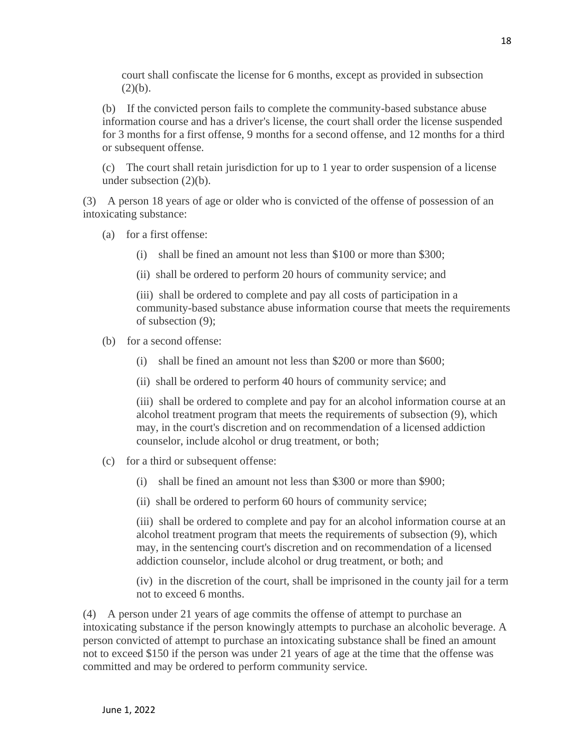court shall confiscate the license for 6 months, except as provided in subsection (2)(b).

(b) If the convicted person fails to complete the community-based substance abuse information course and has a driver's license, the court shall order the license suspended for 3 months for a first offense, 9 months for a second offense, and 12 months for a third or subsequent offense.

(c) The court shall retain jurisdiction for up to 1 year to order suspension of a license under subsection (2)(b).

(3) A person 18 years of age or older who is convicted of the offense of possession of an intoxicating substance:

(a) for a first offense:

(i) shall be fined an amount not less than $100 or more than $300;

(ii) shall be ordered to perform 20 hours of community service; and

(iii) shall be ordered to complete and pay all costs of participation in a community-based substance abuse information course that meets the requirements of subsection (9);

(b) for a second offense:

(i) shall be fined an amount not less than $200 or more than $600;

(ii) shall be ordered to perform 40 hours of community service; and

(iii) shall be ordered to complete and pay for an alcohol information course at an alcohol treatment program that meets the requirements of subsection (9), which may, in the court's discretion and on recommendation of a licensed addiction counselor, include alcohol or drug treatment, or both;

(c) for a third or subsequent offense:

(i) shall be fined an amount not less than $300 or more than $900;

(ii) shall be ordered to perform 60 hours of community service;

(iii) shall be ordered to complete and pay for an alcohol information course at an alcohol treatment program that meets the requirements of subsection (9), which may, in the sentencing court's discretion and on recommendation of a licensed addiction counselor, include alcohol or drug treatment, or both; and

(iv) in the discretion of the court, shall be imprisoned in the county jail for a term not to exceed 6 months.

(4) A person under 21 years of age commits the offense of attempt to purchase an intoxicating substance if the person knowingly attempts to purchase an alcoholic beverage. A person convicted of attempt to purchase an intoxicating substance shall be fined an amount not to exceed $150 if the person was under 21 years of age at the time that the offense was committed and may be ordered to perform community service.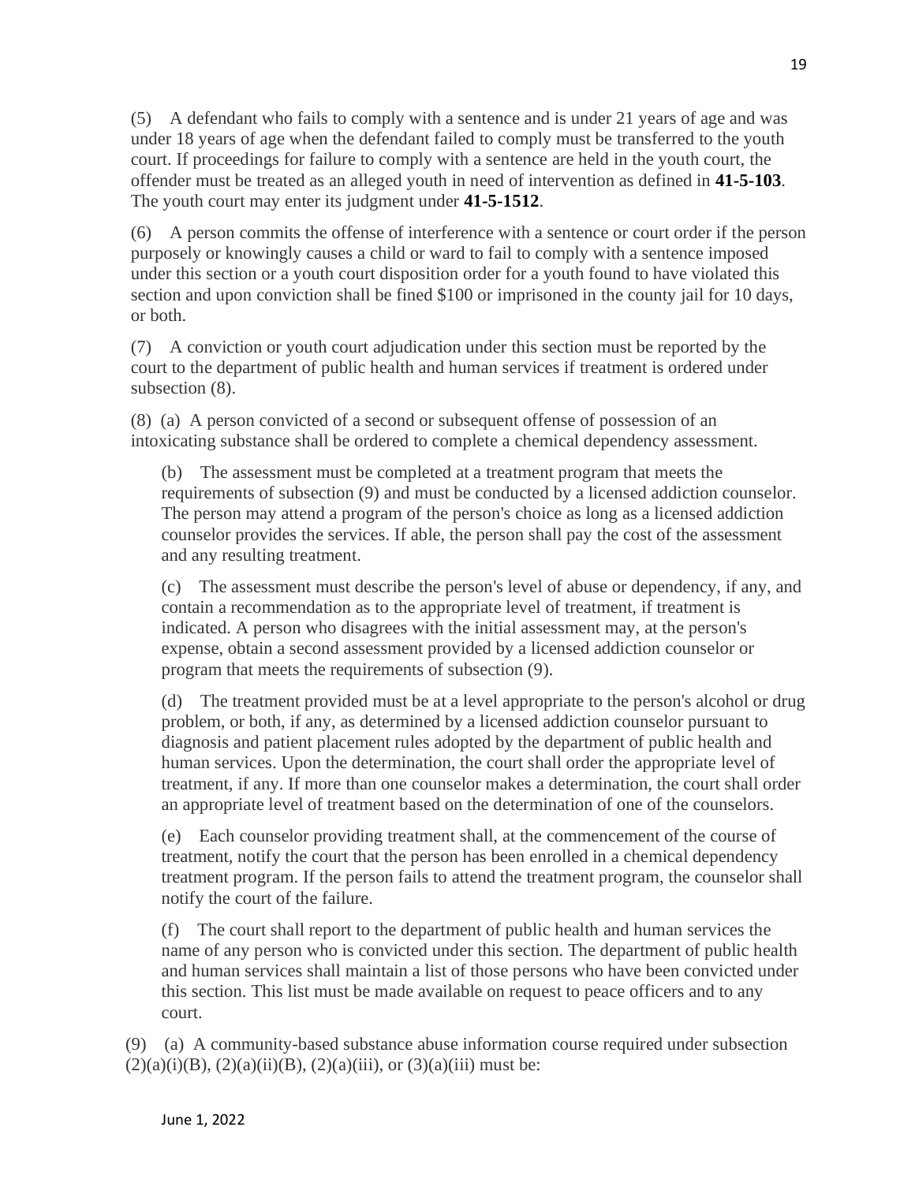(5) A defendant who fails to comply with a sentence and is under 21 years of age and was under 18 years of age when the defendant failed to comply must be transferred to the youth court. If proceedings for failure to comply with a sentence are held in the youth court, the offender must be treated as an alleged youth in need of intervention as defined in **41-5-103**. The youth court may enter its judgment under **41-5-1512**.

(6) A person commits the offense of interference with a sentence or court order if the person purposely or knowingly causes a child or ward to fail to comply with a sentence imposed under this section or a youth court disposition order for a youth found to have violated this section and upon conviction shall be fined $100 or imprisoned in the county jail for 10 days, or both.

(7) A conviction or youth court adjudication under this section must be reported by the court to the department of public health and human services if treatment is ordered under subsection (8).

(8) (a) A person convicted of a second or subsequent offense of possession of an intoxicating substance shall be ordered to complete a chemical dependency assessment.

(b) The assessment must be completed at a treatment program that meets the requirements of subsection (9) and must be conducted by a licensed addiction counselor. The person may attend a program of the person's choice as long as a licensed addiction counselor provides the services. If able, the person shall pay the cost of the assessment and any resulting treatment.

(c) The assessment must describe the person's level of abuse or dependency, if any, and contain a recommendation as to the appropriate level of treatment, if treatment is indicated. A person who disagrees with the initial assessment may, at the person's expense, obtain a second assessment provided by a licensed addiction counselor or program that meets the requirements of subsection (9).

(d) The treatment provided must be at a level appropriate to the person's alcohol or drug problem, or both, if any, as determined by a licensed addiction counselor pursuant to diagnosis and patient placement rules adopted by the department of public health and human services. Upon the determination, the court shall order the appropriate level of treatment, if any. If more than one counselor makes a determination, the court shall order an appropriate level of treatment based on the determination of one of the counselors.

(e) Each counselor providing treatment shall, at the commencement of the course of treatment, notify the court that the person has been enrolled in a chemical dependency treatment program. If the person fails to attend the treatment program, the counselor shall notify the court of the failure.

(f) The court shall report to the department of public health and human services the name of any person who is convicted under this section. The department of public health and human services shall maintain a list of those persons who have been convicted under this section. This list must be made available on request to peace officers and to any court.

(9) (a) A community-based substance abuse information course required under subsection (2)(a)(i)(B), (2)(a)(ii)(B), (2)(a)(iii), or (3)(a)(iii) must be: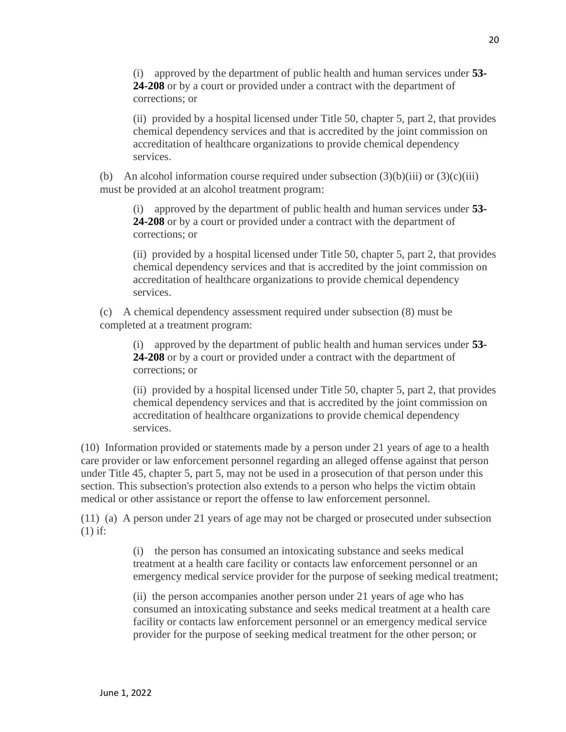(i) approved by the department of public health and human services under **53-24-208** or by a court or provided under a contract with the department of corrections; or

(ii) provided by a hospital licensed under Title 50, chapter 5, part 2, that provides chemical dependency services and that is accredited by the joint commission on accreditation of healthcare organizations to provide chemical dependency services.

(b) An alcohol information course required under subsection (3)(b)(iii) or (3)(c)(iii) must be provided at an alcohol treatment program:

(i) approved by the department of public health and human services under **53-24-208** or by a court or provided under a contract with the department of corrections; or

(ii) provided by a hospital licensed under Title 50, chapter 5, part 2, that provides chemical dependency services and that is accredited by the joint commission on accreditation of healthcare organizations to provide chemical dependency services.

(c) A chemical dependency assessment required under subsection (8) must be completed at a treatment program:

(i) approved by the department of public health and human services under **53-24-208** or by a court or provided under a contract with the department of corrections; or

(ii) provided by a hospital licensed under Title 50, chapter 5, part 2, that provides chemical dependency services and that is accredited by the joint commission on accreditation of healthcare organizations to provide chemical dependency services.

(10) Information provided or statements made by a person under 21 years of age to a health care provider or law enforcement personnel regarding an alleged offense against that person under Title 45, chapter 5, part 5, may not be used in a prosecution of that person under this section. This subsection's protection also extends to a person who helps the victim obtain medical or other assistance or report the offense to law enforcement personnel.

(11) (a) A person under 21 years of age may not be charged or prosecuted under subsection (1) if:

(i) the person has consumed an intoxicating substance and seeks medical treatment at a health care facility or contacts law enforcement personnel or an emergency medical service provider for the purpose of seeking medical treatment;

(ii) the person accompanies another person under 21 years of age who has consumed an intoxicating substance and seeks medical treatment at a health care facility or contacts law enforcement personnel or an emergency medical service provider for the purpose of seeking medical treatment for the other person; or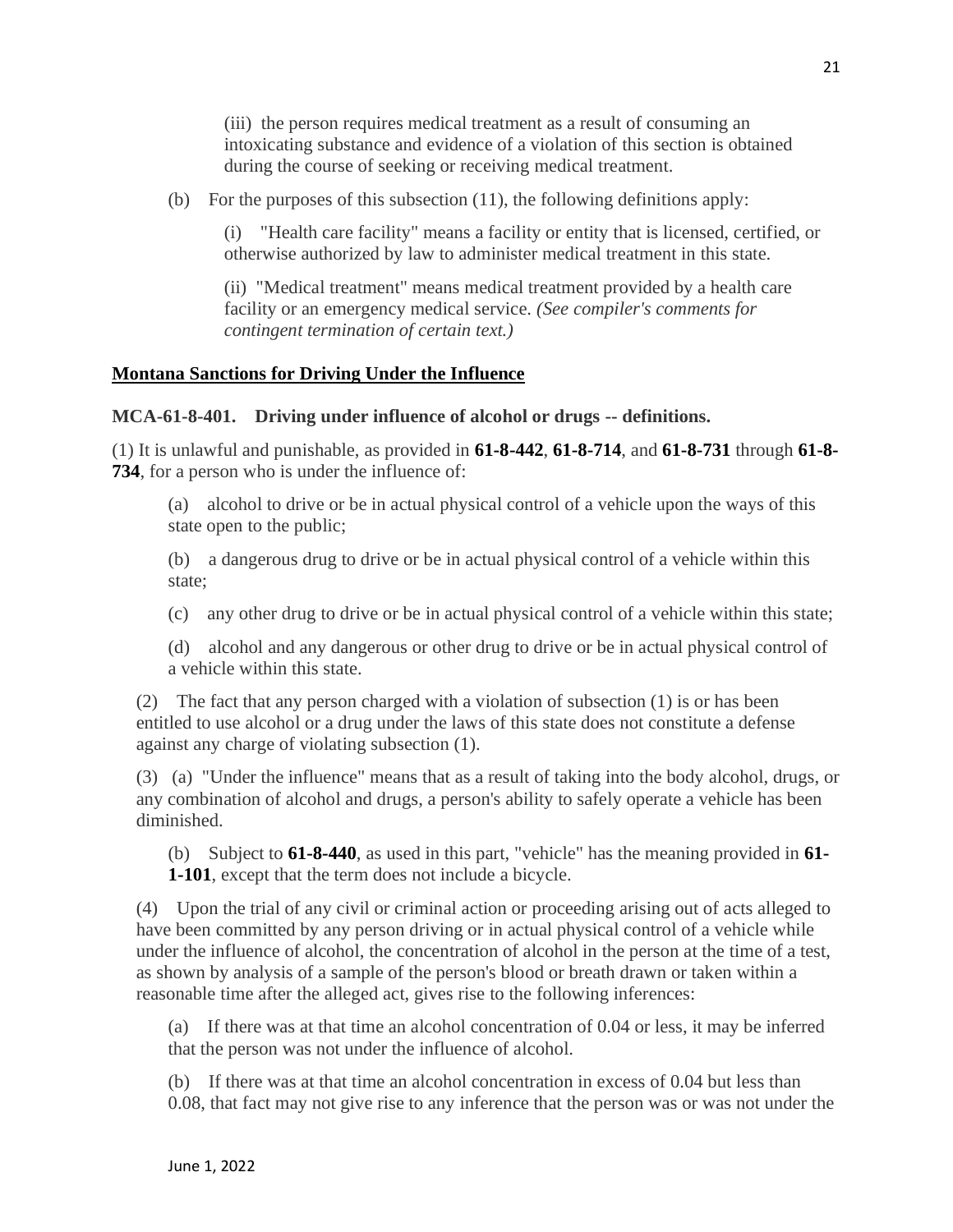(iii) the person requires medical treatment as a result of consuming an intoxicating substance and evidence of a violation of this section is obtained during the course of seeking or receiving medical treatment.

(b) For the purposes of this subsection (11), the following definitions apply:

(i) "Health care facility" means a facility or entity that is licensed, certified, or otherwise authorized by law to administer medical treatment in this state.

(ii) "Medical treatment" means medical treatment provided by a health care facility or an emergency medical service. *(See compiler's comments for contingent termination of certain text.)*

## Montana Sanctions for Driving Under the Influence

### MCA-61-8-401. Driving under influence of alcohol or drugs -- definitions.

(1) It is unlawful and punishable, as provided in **61-8-442**, **61-8-714**, and **61-8-731** through **61-8-734**, for a person who is under the influence of:

(a) alcohol to drive or be in actual physical control of a vehicle upon the ways of this state open to the public;

(b) a dangerous drug to drive or be in actual physical control of a vehicle within this state;

(c) any other drug to drive or be in actual physical control of a vehicle within this state;

(d) alcohol and any dangerous or other drug to drive or be in actual physical control of a vehicle within this state.

(2) The fact that any person charged with a violation of subsection (1) is or has been entitled to use alcohol or a drug under the laws of this state does not constitute a defense against any charge of violating subsection (1).

(3) (a) "Under the influence" means that as a result of taking into the body alcohol, drugs, or any combination of alcohol and drugs, a person's ability to safely operate a vehicle has been diminished.

(b) Subject to **61-8-440**, as used in this part, "vehicle" has the meaning provided in **61-1-101**, except that the term does not include a bicycle.

(4) Upon the trial of any civil or criminal action or proceeding arising out of acts alleged to have been committed by any person driving or in actual physical control of a vehicle while under the influence of alcohol, the concentration of alcohol in the person at the time of a test, as shown by analysis of a sample of the person's blood or breath drawn or taken within a reasonable time after the alleged act, gives rise to the following inferences:

(a) If there was at that time an alcohol concentration of 0.04 or less, it may be inferred that the person was not under the influence of alcohol.

(b) If there was at that time an alcohol concentration in excess of 0.04 but less than 0.08, that fact may not give rise to any inference that the person was or was not under the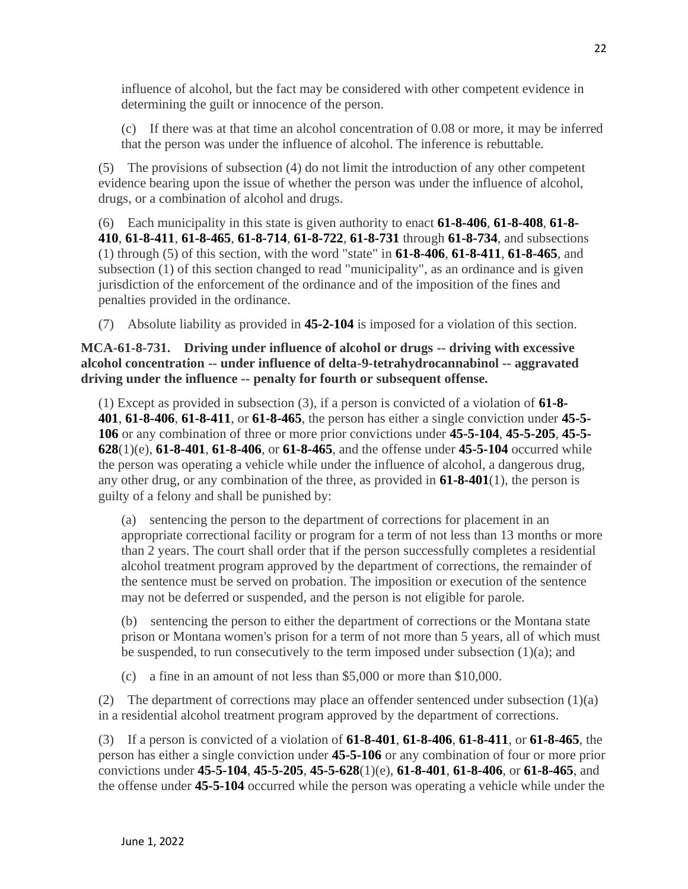influence of alcohol, but the fact may be considered with other competent evidence in determining the guilt or innocence of the person.

(c) If there was at that time an alcohol concentration of 0.08 or more, it may be inferred that the person was under the influence of alcohol. The inference is rebuttable.

(5) The provisions of subsection (4) do not limit the introduction of any other competent evidence bearing upon the issue of whether the person was under the influence of alcohol, drugs, or a combination of alcohol and drugs.

(6) Each municipality in this state is given authority to enact **61-8-406**, **61-8-408**, **61-8-410**, **61-8-411**, **61-8-465**, **61-8-714**, **61-8-722**, **61-8-731** through **61-8-734**, and subsections (1) through (5) of this section, with the word "state" in **61-8-406**, **61-8-411**, **61-8-465**, and subsection (1) of this section changed to read "municipality", as an ordinance and is given jurisdiction of the enforcement of the ordinance and of the imposition of the fines and penalties provided in the ordinance.

(7) Absolute liability as provided in **45-2-104** is imposed for a violation of this section.

**MCA-61-8-731. Driving under influence of alcohol or drugs -- driving with excessive alcohol concentration -- under influence of delta-9-tetrahydrocannabinol -- aggravated driving under the influence -- penalty for fourth or subsequent offense.**

(1) Except as provided in subsection (3), if a person is convicted of a violation of **61-8-401**, **61-8-406**, **61-8-411**, or **61-8-465**, the person has either a single conviction under **45-5-106** or any combination of three or more prior convictions under **45-5-104**, **45-5-205**, **45-5-628**(1)(e), **61-8-401**, **61-8-406**, or **61-8-465**, and the offense under **45-5-104** occurred while the person was operating a vehicle while under the influence of alcohol, a dangerous drug, any other drug, or any combination of the three, as provided in **61-8-401**(1), the person is guilty of a felony and shall be punished by:

(a) sentencing the person to the department of corrections for placement in an appropriate correctional facility or program for a term of not less than 13 months or more than 2 years. The court shall order that if the person successfully completes a residential alcohol treatment program approved by the department of corrections, the remainder of the sentence must be served on probation. The imposition or execution of the sentence may not be deferred or suspended, and the person is not eligible for parole.

(b) sentencing the person to either the department of corrections or the Montana state prison or Montana women's prison for a term of not more than 5 years, all of which must be suspended, to run consecutively to the term imposed under subsection (1)(a); and

(c) a fine in an amount of not less than $5,000 or more than $10,000.

(2) The department of corrections may place an offender sentenced under subsection (1)(a) in a residential alcohol treatment program approved by the department of corrections.

(3) If a person is convicted of a violation of **61-8-401**, **61-8-406**, **61-8-411**, or **61-8-465**, the person has either a single conviction under **45-5-106** or any combination of four or more prior convictions under **45-5-104**, **45-5-205**, **45-5-628**(1)(e), **61-8-401**, **61-8-406**, or **61-8-465**, and the offense under **45-5-104** occurred while the person was operating a vehicle while under the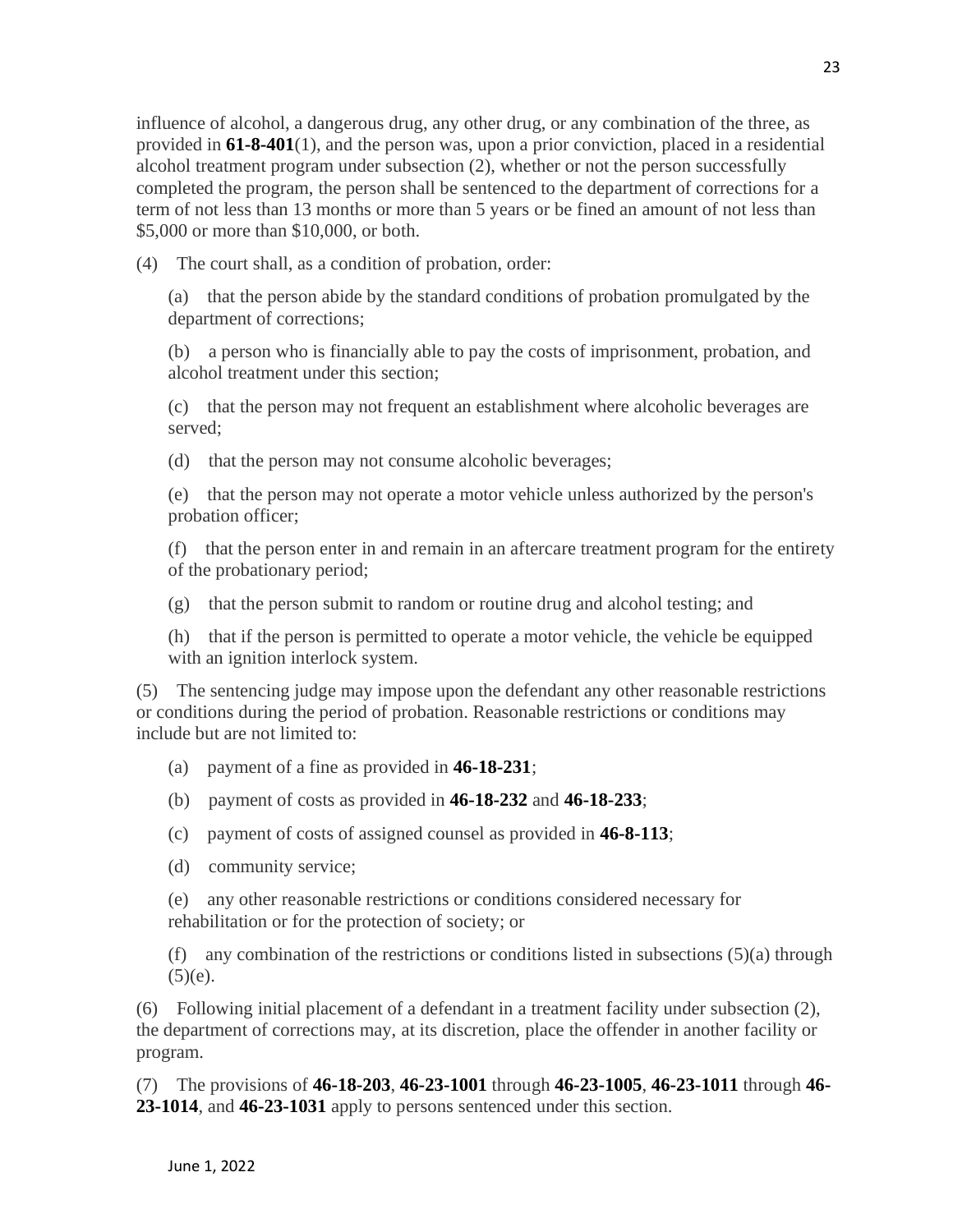influence of alcohol, a dangerous drug, any other drug, or any combination of the three, as provided in **61-8-401**(1), and the person was, upon a prior conviction, placed in a residential alcohol treatment program under subsection (2), whether or not the person successfully completed the program, the person shall be sentenced to the department of corrections for a term of not less than 13 months or more than 5 years or be fined an amount of not less than $5,000 or more than $10,000, or both.

(4) The court shall, as a condition of probation, order:

(a) that the person abide by the standard conditions of probation promulgated by the department of corrections;

(b) a person who is financially able to pay the costs of imprisonment, probation, and alcohol treatment under this section;

(c) that the person may not frequent an establishment where alcoholic beverages are served;

(d) that the person may not consume alcoholic beverages;

(e) that the person may not operate a motor vehicle unless authorized by the person's probation officer;

(f) that the person enter in and remain in an aftercare treatment program for the entirety of the probationary period;

(g) that the person submit to random or routine drug and alcohol testing; and

(h) that if the person is permitted to operate a motor vehicle, the vehicle be equipped with an ignition interlock system.

(5) The sentencing judge may impose upon the defendant any other reasonable restrictions or conditions during the period of probation. Reasonable restrictions or conditions may include but are not limited to:

(a) payment of a fine as provided in **46-18-231**;

(b) payment of costs as provided in **46-18-232** and **46-18-233**;

(c) payment of costs of assigned counsel as provided in **46-8-113**;

(d) community service;

(e) any other reasonable restrictions or conditions considered necessary for rehabilitation or for the protection of society; or

(f) any combination of the restrictions or conditions listed in subsections (5)(a) through (5)(e).

(6) Following initial placement of a defendant in a treatment facility under subsection (2), the department of corrections may, at its discretion, place the offender in another facility or program.

(7) The provisions of **46-18-203**, **46-23-1001** through **46-23-1005**, **46-23-1011** through **46-23-1014**, and **46-23-1031** apply to persons sentenced under this section.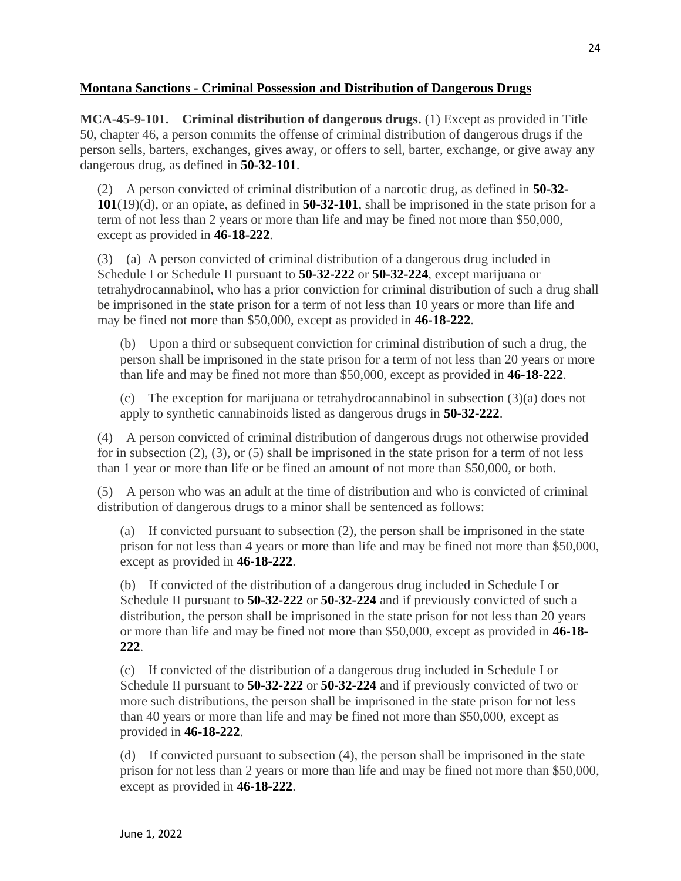## Montana Sanctions - Criminal Possession and Distribution of Dangerous Drugs

**MCA-45-9-101. Criminal distribution of dangerous drugs.** (1) Except as provided in Title 50, chapter 46, a person commits the offense of criminal distribution of dangerous drugs if the person sells, barters, exchanges, gives away, or offers to sell, barter, exchange, or give away any dangerous drug, as defined in **50-32-101**.

(2) A person convicted of criminal distribution of a narcotic drug, as defined in **50-32-101**(19)(d), or an opiate, as defined in **50-32-101**, shall be imprisoned in the state prison for a term of not less than 2 years or more than life and may be fined not more than $50,000, except as provided in **46-18-222**.

(3) (a) A person convicted of criminal distribution of a dangerous drug included in Schedule I or Schedule II pursuant to **50-32-222** or **50-32-224**, except marijuana or tetrahydrocannabinol, who has a prior conviction for criminal distribution of such a drug shall be imprisoned in the state prison for a term of not less than 10 years or more than life and may be fined not more than $50,000, except as provided in **46-18-222**.

(b) Upon a third or subsequent conviction for criminal distribution of such a drug, the person shall be imprisoned in the state prison for a term of not less than 20 years or more than life and may be fined not more than $50,000, except as provided in **46-18-222**.

(c) The exception for marijuana or tetrahydrocannabinol in subsection (3)(a) does not apply to synthetic cannabinoids listed as dangerous drugs in **50-32-222**.

(4) A person convicted of criminal distribution of dangerous drugs not otherwise provided for in subsection (2), (3), or (5) shall be imprisoned in the state prison for a term of not less than 1 year or more than life or be fined an amount of not more than $50,000, or both.

(5) A person who was an adult at the time of distribution and who is convicted of criminal distribution of dangerous drugs to a minor shall be sentenced as follows:

(a) If convicted pursuant to subsection (2), the person shall be imprisoned in the state prison for not less than 4 years or more than life and may be fined not more than $50,000, except as provided in **46-18-222**.

(b) If convicted of the distribution of a dangerous drug included in Schedule I or Schedule II pursuant to **50-32-222** or **50-32-224** and if previously convicted of such a distribution, the person shall be imprisoned in the state prison for not less than 20 years or more than life and may be fined not more than $50,000, except as provided in **46-18-222**.

(c) If convicted of the distribution of a dangerous drug included in Schedule I or Schedule II pursuant to **50-32-222** or **50-32-224** and if previously convicted of two or more such distributions, the person shall be imprisoned in the state prison for not less than 40 years or more than life and may be fined not more than $50,000, except as provided in **46-18-222**.

(d) If convicted pursuant to subsection (4), the person shall be imprisoned in the state prison for not less than 2 years or more than life and may be fined not more than $50,000, except as provided in **46-18-222**.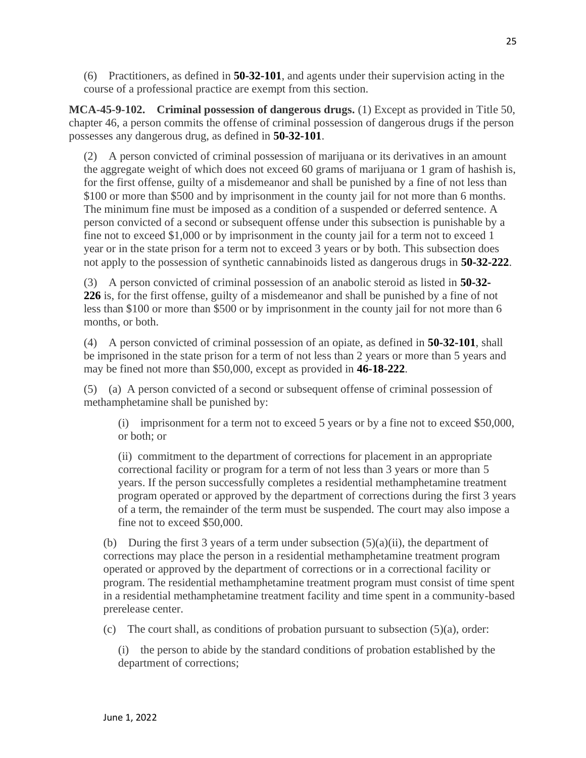(6) Practitioners, as defined in **50-32-101**, and agents under their supervision acting in the course of a professional practice are exempt from this section.

**MCA-45-9-102. Criminal possession of dangerous drugs.** (1) Except as provided in Title 50, chapter 46, a person commits the offense of criminal possession of dangerous drugs if the person possesses any dangerous drug, as defined in **50-32-101**.

(2) A person convicted of criminal possession of marijuana or its derivatives in an amount the aggregate weight of which does not exceed 60 grams of marijuana or 1 gram of hashish is, for the first offense, guilty of a misdemeanor and shall be punished by a fine of not less than $100 or more than $500 and by imprisonment in the county jail for not more than 6 months. The minimum fine must be imposed as a condition of a suspended or deferred sentence. A person convicted of a second or subsequent offense under this subsection is punishable by a fine not to exceed $1,000 or by imprisonment in the county jail for a term not to exceed 1 year or in the state prison for a term not to exceed 3 years or by both. This subsection does not apply to the possession of synthetic cannabinoids listed as dangerous drugs in **50-32-222**.

(3) A person convicted of criminal possession of an anabolic steroid as listed in **50-32-226** is, for the first offense, guilty of a misdemeanor and shall be punished by a fine of not less than $100 or more than $500 or by imprisonment in the county jail for not more than 6 months, or both.

(4) A person convicted of criminal possession of an opiate, as defined in **50-32-101**, shall be imprisoned in the state prison for a term of not less than 2 years or more than 5 years and may be fined not more than $50,000, except as provided in **46-18-222**.

(5) (a) A person convicted of a second or subsequent offense of criminal possession of methamphetamine shall be punished by:

(i) imprisonment for a term not to exceed 5 years or by a fine not to exceed $50,000, or both; or

(ii) commitment to the department of corrections for placement in an appropriate correctional facility or program for a term of not less than 3 years or more than 5 years. If the person successfully completes a residential methamphetamine treatment program operated or approved by the department of corrections during the first 3 years of a term, the remainder of the term must be suspended. The court may also impose a fine not to exceed $50,000.

(b) During the first 3 years of a term under subsection (5)(a)(ii), the department of corrections may place the person in a residential methamphetamine treatment program operated or approved by the department of corrections or in a correctional facility or program. The residential methamphetamine treatment program must consist of time spent in a residential methamphetamine treatment facility and time spent in a community-based prerelease center.

(c) The court shall, as conditions of probation pursuant to subsection (5)(a), order:

(i) the person to abide by the standard conditions of probation established by the department of corrections;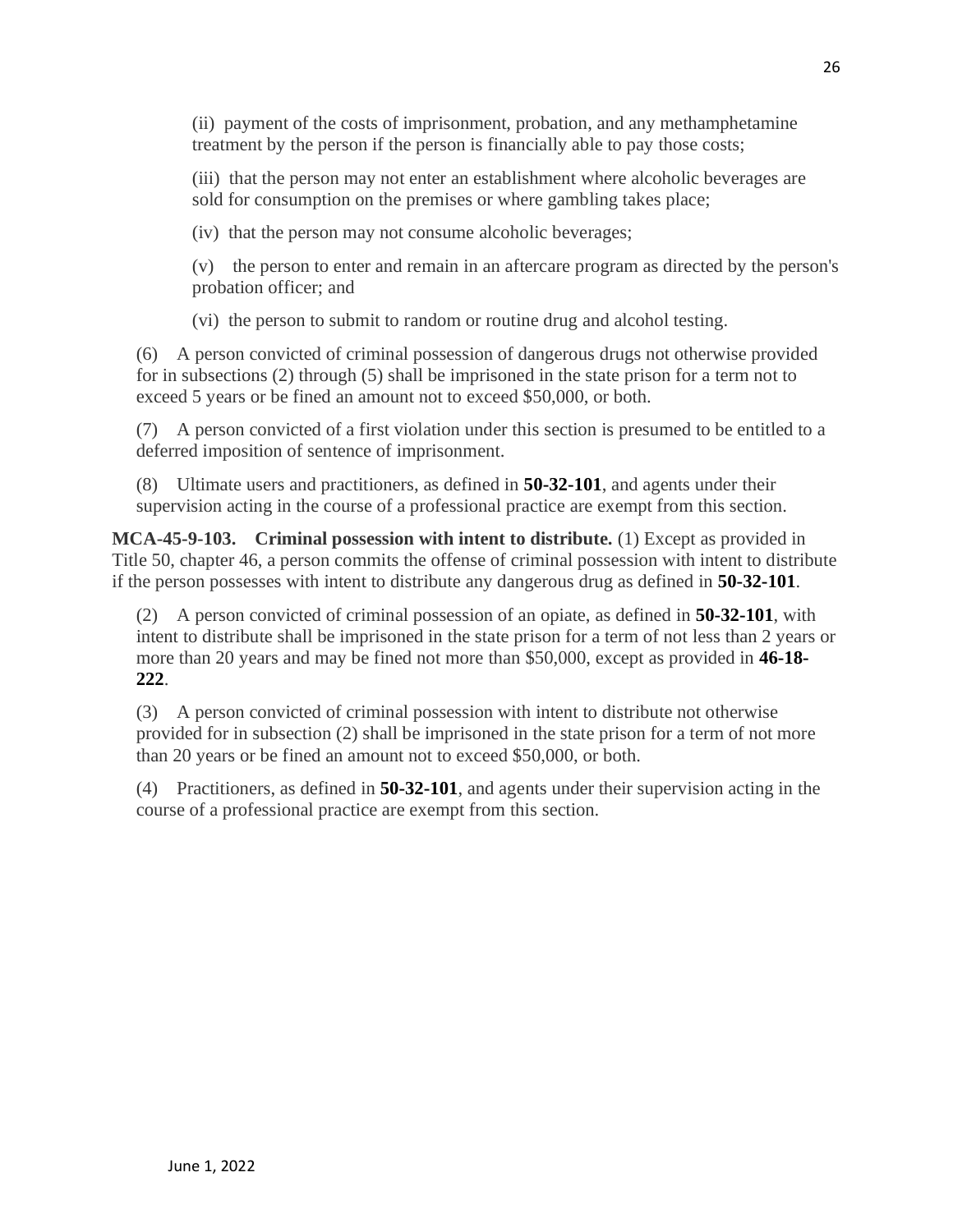(ii) payment of the costs of imprisonment, probation, and any methamphetamine treatment by the person if the person is financially able to pay those costs;

(iii) that the person may not enter an establishment where alcoholic beverages are sold for consumption on the premises or where gambling takes place;

(iv) that the person may not consume alcoholic beverages;

(v) the person to enter and remain in an aftercare program as directed by the person's probation officer; and

(vi) the person to submit to random or routine drug and alcohol testing.

(6) A person convicted of criminal possession of dangerous drugs not otherwise provided for in subsections (2) through (5) shall be imprisoned in the state prison for a term not to exceed 5 years or be fined an amount not to exceed $50,000, or both.

(7) A person convicted of a first violation under this section is presumed to be entitled to a deferred imposition of sentence of imprisonment.

(8) Ultimate users and practitioners, as defined in **50-32-101**, and agents under their supervision acting in the course of a professional practice are exempt from this section.

**MCA-45-9-103. Criminal possession with intent to distribute.** (1) Except as provided in Title 50, chapter 46, a person commits the offense of criminal possession with intent to distribute if the person possesses with intent to distribute any dangerous drug as defined in **50-32-101**.

(2) A person convicted of criminal possession of an opiate, as defined in **50-32-101**, with intent to distribute shall be imprisoned in the state prison for a term of not less than 2 years or more than 20 years and may be fined not more than $50,000, except as provided in **46-18-222**.

(3) A person convicted of criminal possession with intent to distribute not otherwise provided for in subsection (2) shall be imprisoned in the state prison for a term of not more than 20 years or be fined an amount not to exceed $50,000, or both.

(4) Practitioners, as defined in **50-32-101**, and agents under their supervision acting in the course of a professional practice are exempt from this section.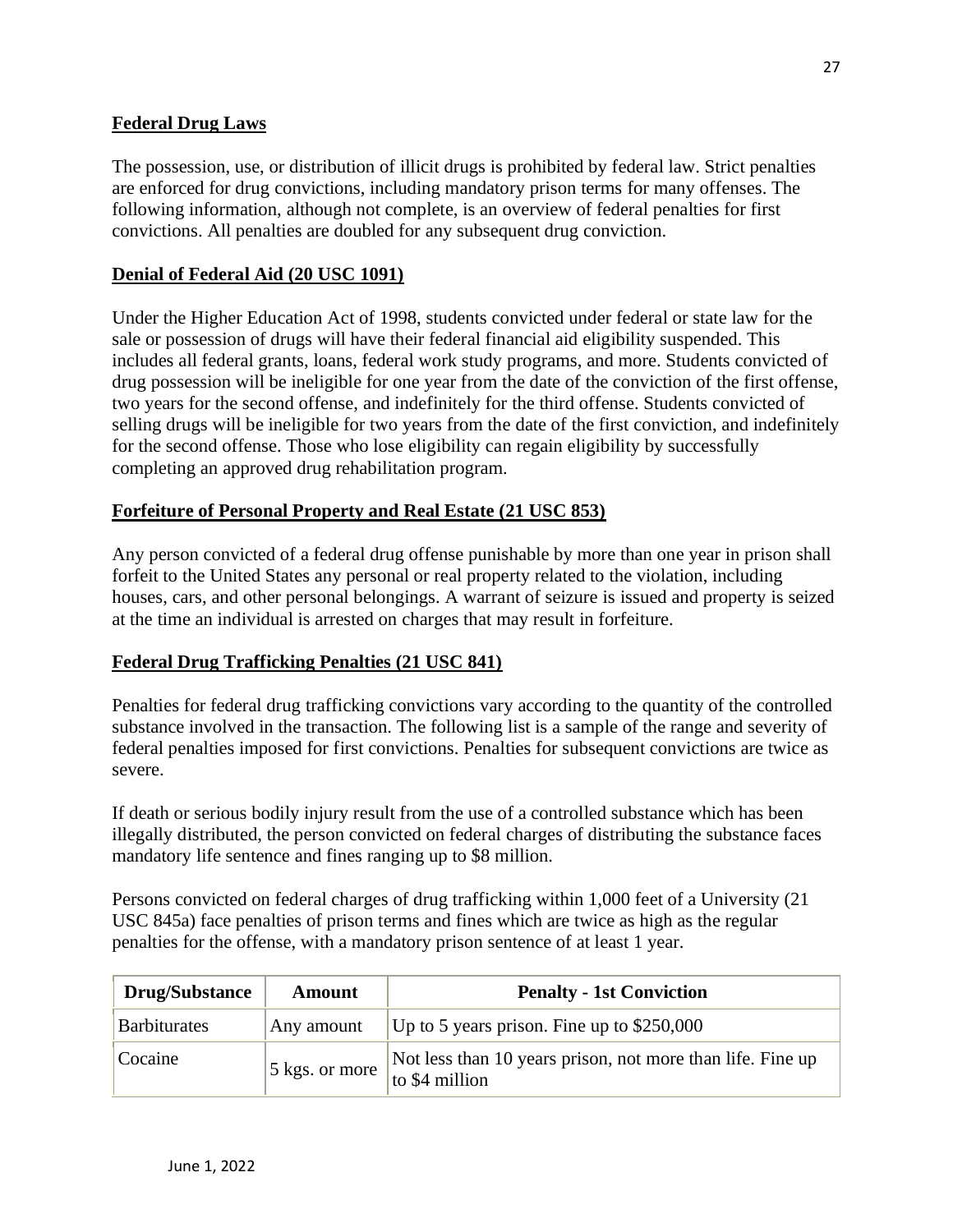## Federal Drug Laws

The possession, use, or distribution of illicit drugs is prohibited by federal law. Strict penalties are enforced for drug convictions, including mandatory prison terms for many offenses. The following information, although not complete, is an overview of federal penalties for first convictions. All penalties are doubled for any subsequent drug conviction.

## Denial of Federal Aid (20 USC 1091)

Under the Higher Education Act of 1998, students convicted under federal or state law for the sale or possession of drugs will have their federal financial aid eligibility suspended. This includes all federal grants, loans, federal work study programs, and more. Students convicted of drug possession will be ineligible for one year from the date of the conviction of the first offense, two years for the second offense, and indefinitely for the third offense. Students convicted of selling drugs will be ineligible for two years from the date of the first conviction, and indefinitely for the second offense. Those who lose eligibility can regain eligibility by successfully completing an approved drug rehabilitation program.

## Forfeiture of Personal Property and Real Estate (21 USC 853)

Any person convicted of a federal drug offense punishable by more than one year in prison shall forfeit to the United States any personal or real property related to the violation, including houses, cars, and other personal belongings. A warrant of seizure is issued and property is seized at the time an individual is arrested on charges that may result in forfeiture.

## Federal Drug Trafficking Penalties (21 USC 841)

Penalties for federal drug trafficking convictions vary according to the quantity of the controlled substance involved in the transaction. The following list is a sample of the range and severity of federal penalties imposed for first convictions. Penalties for subsequent convictions are twice as severe.

If death or serious bodily injury result from the use of a controlled substance which has been illegally distributed, the person convicted on federal charges of distributing the substance faces mandatory life sentence and fines ranging up to $8 million.

Persons convicted on federal charges of drug trafficking within 1,000 feet of a University (21 USC 845a) face penalties of prison terms and fines which are twice as high as the regular penalties for the offense, with a mandatory prison sentence of at least 1 year.

| Drug/Substance | Amount | Penalty - 1st Conviction |
|---|---|---|
| Barbiturates | Any amount | Up to 5 years prison. Fine up to $250,000 |
| Cocaine | 5 kgs. or more | Not less than 10 years prison, not more than life. Fine up to $4 million |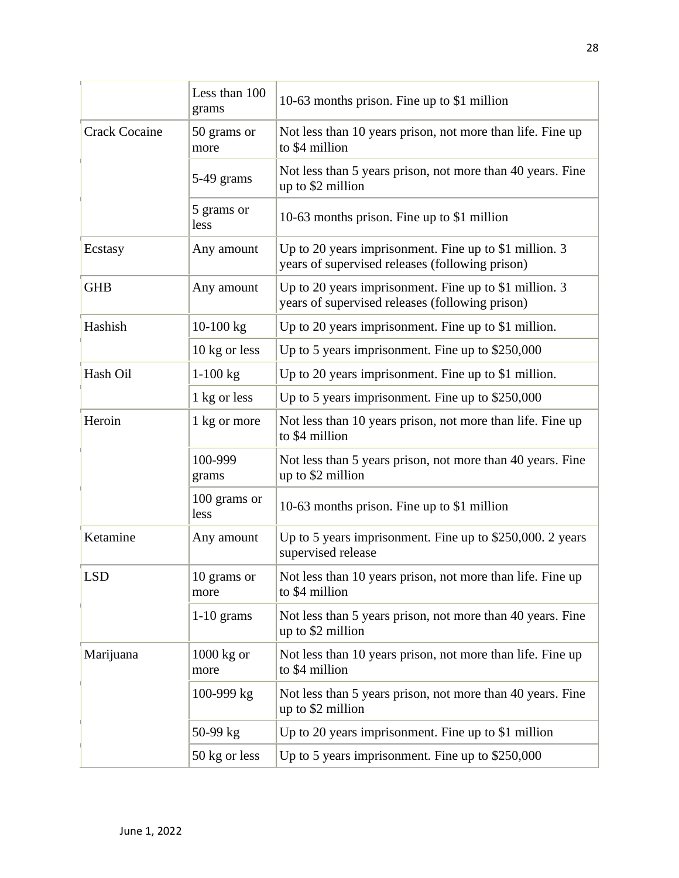| | | |
|---|---|---|
| | Less than 100 grams | 10-63 months prison. Fine up to $1 million |
| Crack Cocaine | 50 grams or more | Not less than 10 years prison, not more than life. Fine up to $4 million |
| | 5-49 grams | Not less than 5 years prison, not more than 40 years. Fine up to $2 million |
| | 5 grams or less | 10-63 months prison. Fine up to $1 million |
| Ecstasy | Any amount | Up to 20 years imprisonment. Fine up to $1 million. 3 years of supervised releases (following prison) |
| GHB | Any amount | Up to 20 years imprisonment. Fine up to $1 million. 3 years of supervised releases (following prison) |
| Hashish | 10-100 kg | Up to 20 years imprisonment. Fine up to $1 million. |
| | 10 kg or less | Up to 5 years imprisonment. Fine up to $250,000 |
| Hash Oil | 1-100 kg | Up to 20 years imprisonment. Fine up to $1 million. |
| | 1 kg or less | Up to 5 years imprisonment. Fine up to $250,000 |
| Heroin | 1 kg or more | Not less than 10 years prison, not more than life. Fine up to $4 million |
| | 100-999 grams | Not less than 5 years prison, not more than 40 years. Fine up to $2 million |
| | 100 grams or less | 10-63 months prison. Fine up to $1 million |
| Ketamine | Any amount | Up to 5 years imprisonment. Fine up to $250,000. 2 years supervised release |
| LSD | 10 grams or more | Not less than 10 years prison, not more than life. Fine up to $4 million |
| | 1-10 grams | Not less than 5 years prison, not more than 40 years. Fine up to $2 million |
| Marijuana | 1000 kg or more | Not less than 10 years prison, not more than life. Fine up to $4 million |
| | 100-999 kg | Not less than 5 years prison, not more than 40 years. Fine up to $2 million |
| | 50-99 kg | Up to 20 years imprisonment. Fine up to $1 million |
| | 50 kg or less | Up to 5 years imprisonment. Fine up to $250,000 |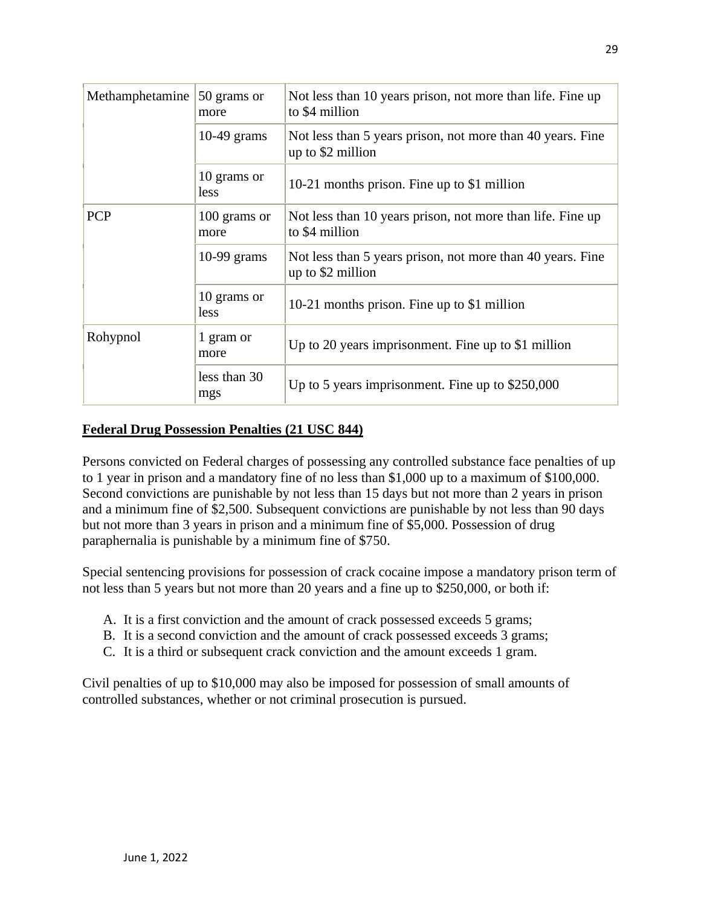| | | |
|---|---|---|
| Methamphetamine | 50 grams or more | Not less than 10 years prison, not more than life. Fine up to $4 million |
| | 10-49 grams | Not less than 5 years prison, not more than 40 years. Fine up to $2 million |
| | 10 grams or less | 10-21 months prison. Fine up to $1 million |
| PCP | 100 grams or more | Not less than 10 years prison, not more than life. Fine up to $4 million |
| | 10-99 grams | Not less than 5 years prison, not more than 40 years. Fine up to $2 million |
| | 10 grams or less | 10-21 months prison. Fine up to $1 million |
| Rohypnol | 1 gram or more | Up to 20 years imprisonment. Fine up to $1 million |
| | less than 30 mgs | Up to 5 years imprisonment. Fine up to $250,000 |

**Federal Drug Possession Penalties (21 USC 844)**

Persons convicted on Federal charges of possessing any controlled substance face penalties of up to 1 year in prison and a mandatory fine of no less than $1,000 up to a maximum of $100,000. Second convictions are punishable by not less than 15 days but not more than 2 years in prison and a minimum fine of $2,500. Subsequent convictions are punishable by not less than 90 days but not more than 3 years in prison and a minimum fine of $5,000. Possession of drug paraphernalia is punishable by a minimum fine of $750.

Special sentencing provisions for possession of crack cocaine impose a mandatory prison term of not less than 5 years but not more than 20 years and a fine up to $250,000, or both if:

A. It is a first conviction and the amount of crack possessed exceeds 5 grams;
B. It is a second conviction and the amount of crack possessed exceeds 3 grams;
C. It is a third or subsequent crack conviction and the amount exceeds 1 gram.

Civil penalties of up to $10,000 may also be imposed for possession of small amounts of controlled substances, whether or not criminal prosecution is pursued.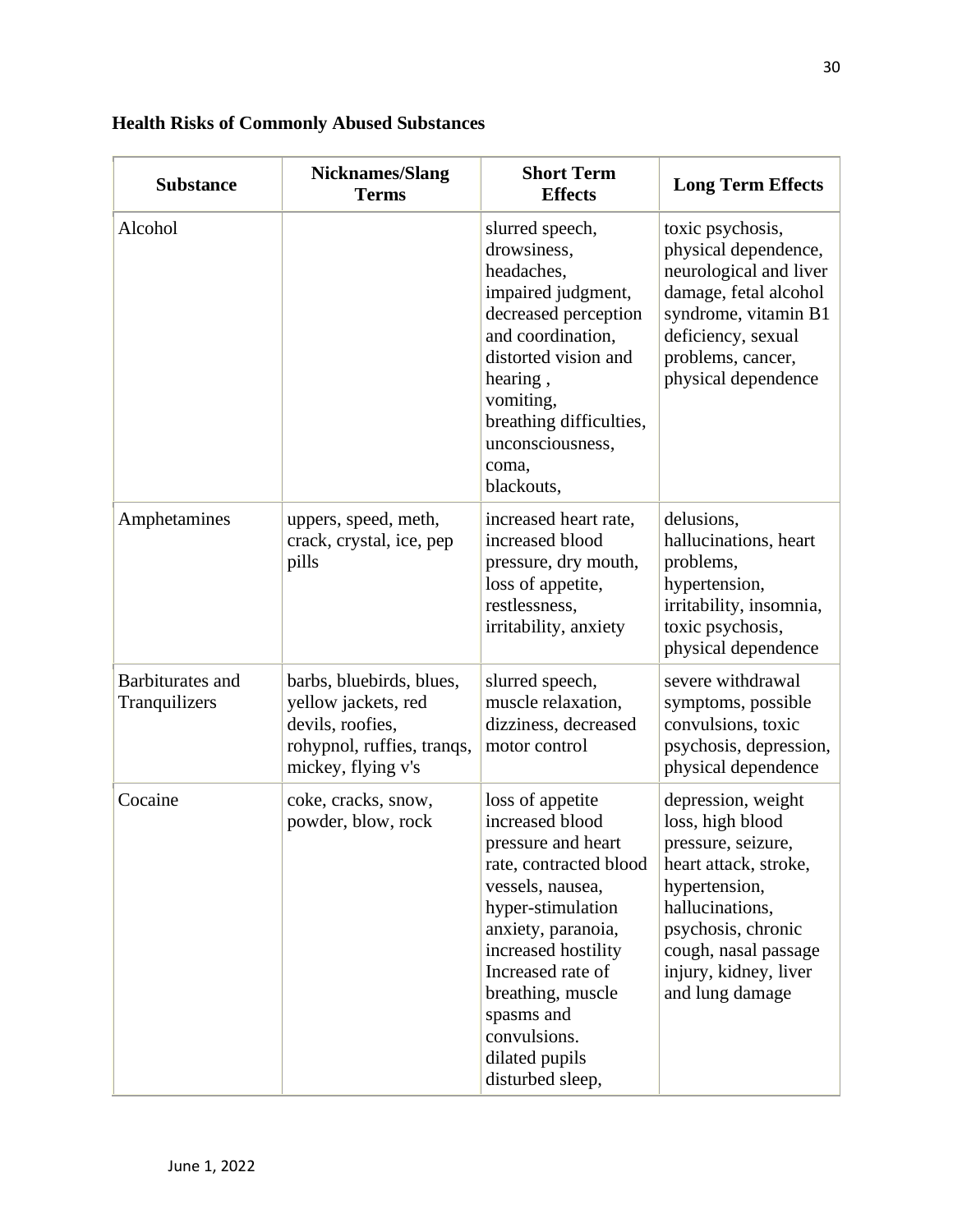**Health Risks of Commonly Abused Substances**

| Substance | Nicknames/Slang Terms | Short Term Effects | Long Term Effects |
|---|---|---|---|
| Alcohol | | slurred speech, drowsiness, headaches, impaired judgment, decreased perception and coordination, distorted vision and hearing , vomiting, breathing difficulties, unconsciousness, coma, blackouts, | toxic psychosis, physical dependence, neurological and liver damage, fetal alcohol syndrome, vitamin B1 deficiency, sexual problems, cancer, physical dependence |
| Amphetamines | uppers, speed, meth, crack, crystal, ice, pep pills | increased heart rate, increased blood pressure, dry mouth, loss of appetite, restlessness, irritability, anxiety | delusions, hallucinations, heart problems, hypertension, irritability, insomnia, toxic psychosis, physical dependence |
| Barbiturates and Tranquilizers | barbs, bluebirds, blues, yellow jackets, red devils, roofies, rohypnol, ruffies, tranqs, mickey, flying v's | slurred speech, muscle relaxation, dizziness, decreased motor control | severe withdrawal symptoms, possible convulsions, toxic psychosis, depression, physical dependence |
| Cocaine | coke, cracks, snow, powder, blow, rock | loss of appetite increased blood pressure and heart rate, contracted blood vessels, nausea, hyper-stimulation anxiety, paranoia, increased hostility Increased rate of breathing, muscle spasms and convulsions. dilated pupils disturbed sleep, | depression, weight loss, high blood pressure, seizure, heart attack, stroke, hypertension, hallucinations, psychosis, chronic cough, nasal passage injury, kidney, liver and lung damage |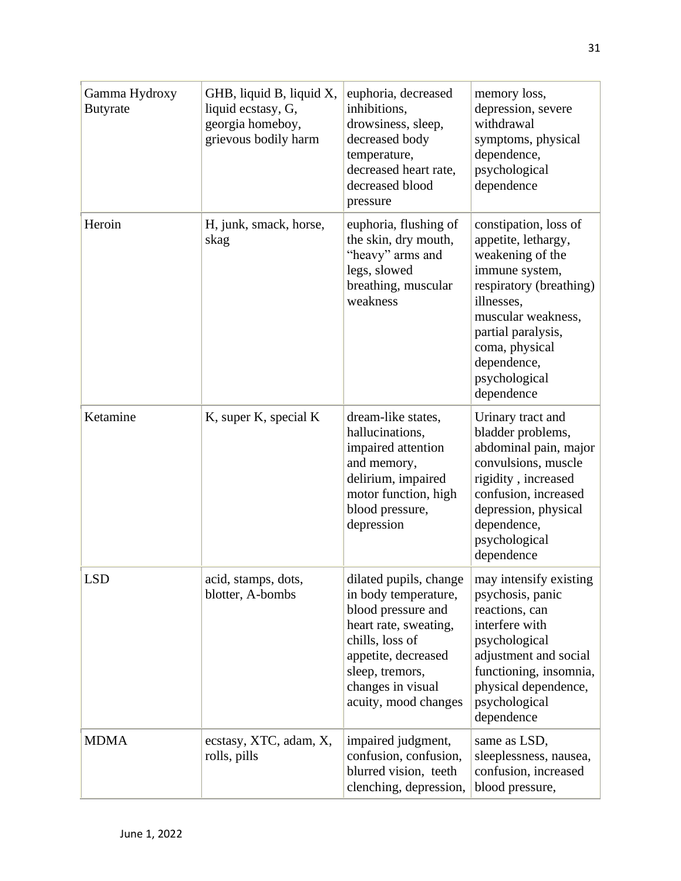| Gamma Hydroxy Butyrate | GHB, liquid B, liquid X, liquid ecstasy, G, georgia homeboy, grievous bodily harm | euphoria, decreased inhibitions, drowsiness, sleep, decreased body temperature, decreased heart rate, decreased blood pressure | memory loss, depression, severe withdrawal symptoms, physical dependence, psychological dependence |
|---|---|---|---|
| Heroin | H, junk, smack, horse, skag | euphoria, flushing of the skin, dry mouth, "heavy" arms and legs, slowed breathing, muscular weakness | constipation, loss of appetite, lethargy, weakening of the immune system, respiratory (breathing) illnesses, muscular weakness, partial paralysis, coma, physical dependence, psychological dependence |
| Ketamine | K, super K, special K | dream-like states, hallucinations, impaired attention and memory, delirium, impaired motor function, high blood pressure, depression | Urinary tract and bladder problems, abdominal pain, major convulsions, muscle rigidity , increased confusion, increased depression, physical dependence, psychological dependence |
| LSD | acid, stamps, dots, blotter, A-bombs | dilated pupils, change in body temperature, blood pressure and heart rate, sweating, chills, loss of appetite, decreased sleep, tremors, changes in visual acuity, mood changes | may intensify existing psychosis, panic reactions, can interfere with psychological adjustment and social functioning, insomnia, physical dependence, psychological dependence |
| MDMA | ecstasy, XTC, adam, X, rolls, pills | impaired judgment, confusion, confusion, blurred vision, teeth clenching, depression, | same as LSD, sleeplessness, nausea, confusion, increased blood pressure, |

June 1, 2022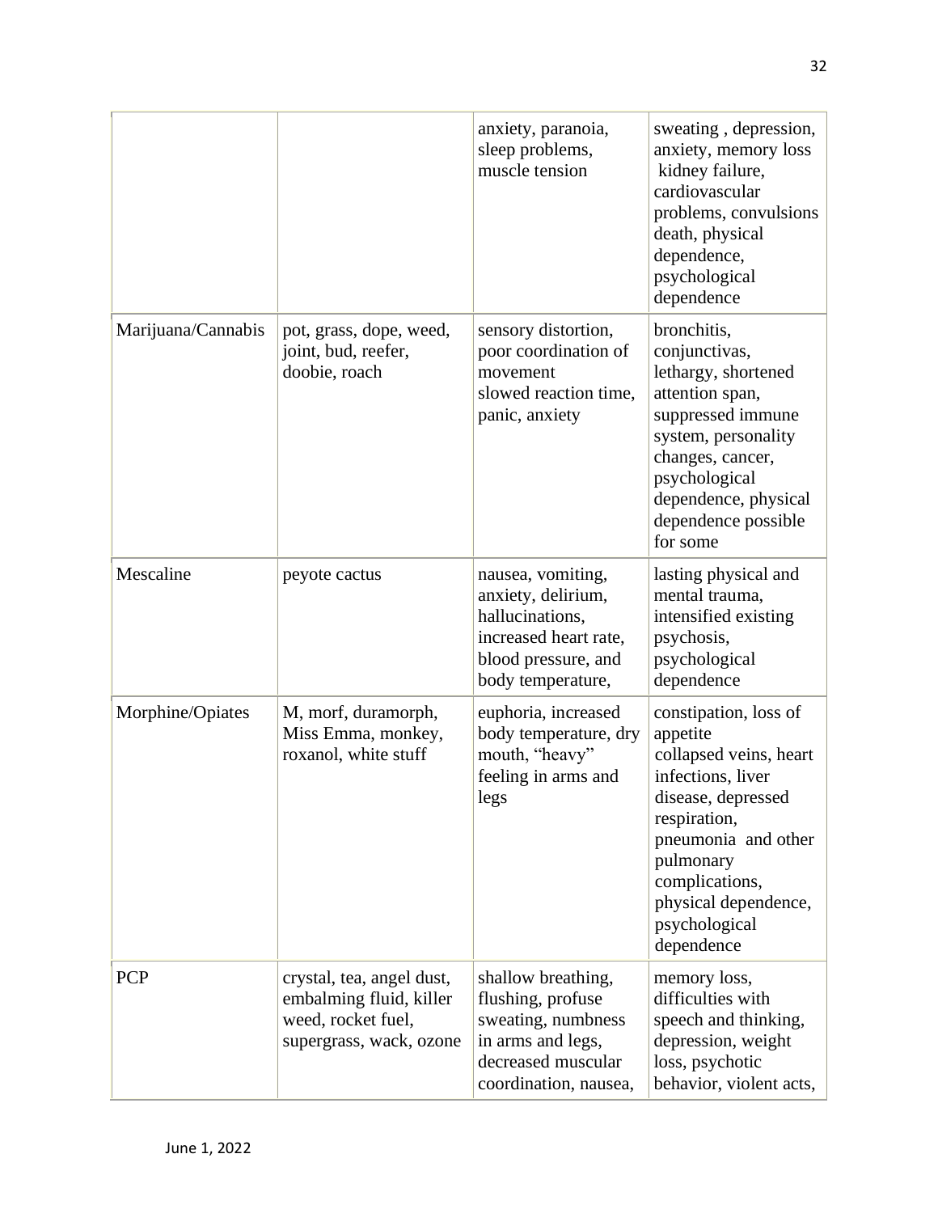| | | | |
|---|---|---|---|
| | | anxiety, paranoia, sleep problems, muscle tension | sweating , depression, anxiety, memory loss kidney failure, cardiovascular problems, convulsions death, physical dependence, psychological dependence |
| Marijuana/Cannabis | pot, grass, dope, weed, joint, bud, reefer, doobie, roach | sensory distortion, poor coordination of movement slowed reaction time, panic, anxiety | bronchitis, conjunctivas, lethargy, shortened attention span, suppressed immune system, personality changes, cancer, psychological dependence, physical dependence possible for some |
| Mescaline | peyote cactus | nausea, vomiting, anxiety, delirium, hallucinations, increased heart rate, blood pressure, and body temperature, | lasting physical and mental trauma, intensified existing psychosis, psychological dependence |
| Morphine/Opiates | M, morf, duramorph, Miss Emma, monkey, roxanol, white stuff | euphoria, increased body temperature, dry mouth, "heavy" feeling in arms and legs | constipation, loss of appetite collapsed veins, heart infections, liver disease, depressed respiration, pneumonia and other pulmonary complications, physical dependence, psychological dependence |
| PCP | crystal, tea, angel dust, embalming fluid, killer weed, rocket fuel, supergrass, wack, ozone | shallow breathing, flushing, profuse sweating, numbness in arms and legs, decreased muscular coordination, nausea, | memory loss, difficulties with speech and thinking, depression, weight loss, psychotic behavior, violent acts, |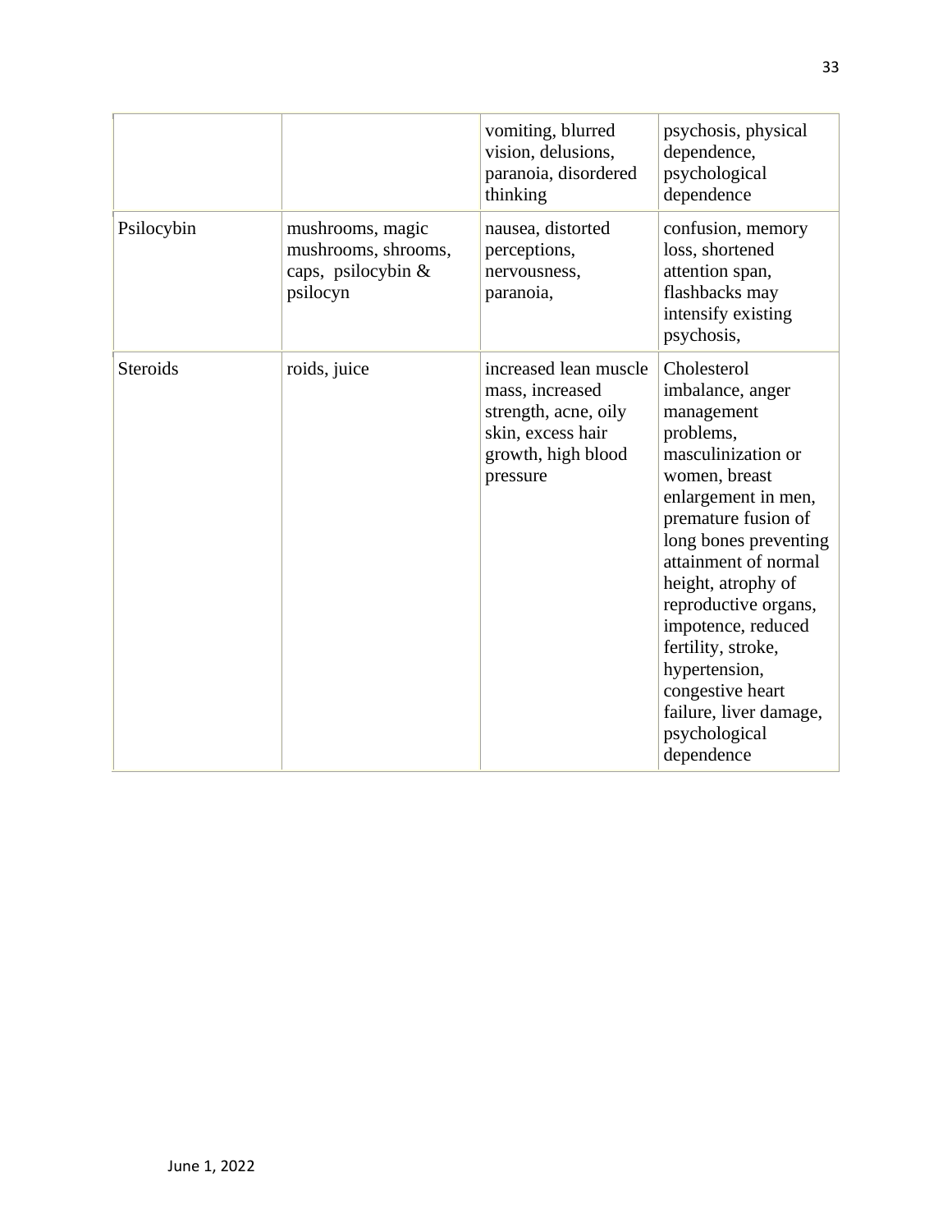| | | | |
|---|---|---|---|
| | | vomiting, blurred vision, delusions, paranoia, disordered thinking | psychosis, physical dependence, psychological dependence |
| Psilocybin | mushrooms, magic mushrooms, shrooms, caps, psilocybin & psilocyn | nausea, distorted perceptions, nervousness, paranoia, | confusion, memory loss, shortened attention span, flashbacks may intensify existing psychosis, |
| Steroids | roids, juice | increased lean muscle mass, increased strength, acne, oily skin, excess hair growth, high blood pressure | Cholesterol imbalance, anger management problems, masculinization or women, breast enlargement in men, premature fusion of long bones preventing attainment of normal height, atrophy of reproductive organs, impotence, reduced fertility, stroke, hypertension, congestive heart failure, liver damage, psychological dependence |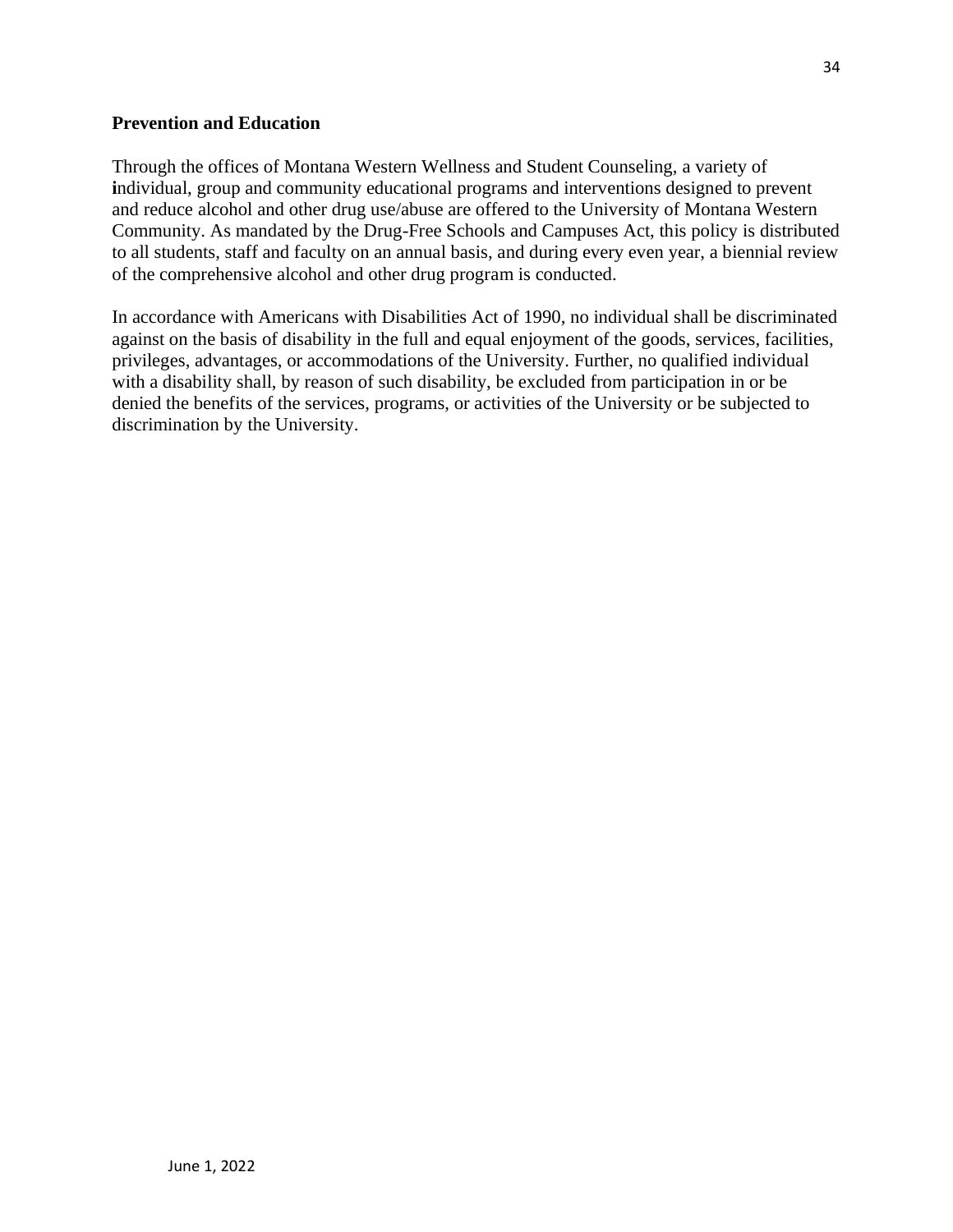**Prevention and Education**

Through the offices of Montana Western Wellness and Student Counseling, a variety of individual, group and community educational programs and interventions designed to prevent and reduce alcohol and other drug use/abuse are offered to the University of Montana Western Community. As mandated by the Drug-Free Schools and Campuses Act, this policy is distributed to all students, staff and faculty on an annual basis, and during every even year, a biennial review of the comprehensive alcohol and other drug program is conducted.

In accordance with Americans with Disabilities Act of 1990, no individual shall be discriminated against on the basis of disability in the full and equal enjoyment of the goods, services, facilities, privileges, advantages, or accommodations of the University. Further, no qualified individual with a disability shall, by reason of such disability, be excluded from participation in or be denied the benefits of the services, programs, or activities of the University or be subjected to discrimination by the University.